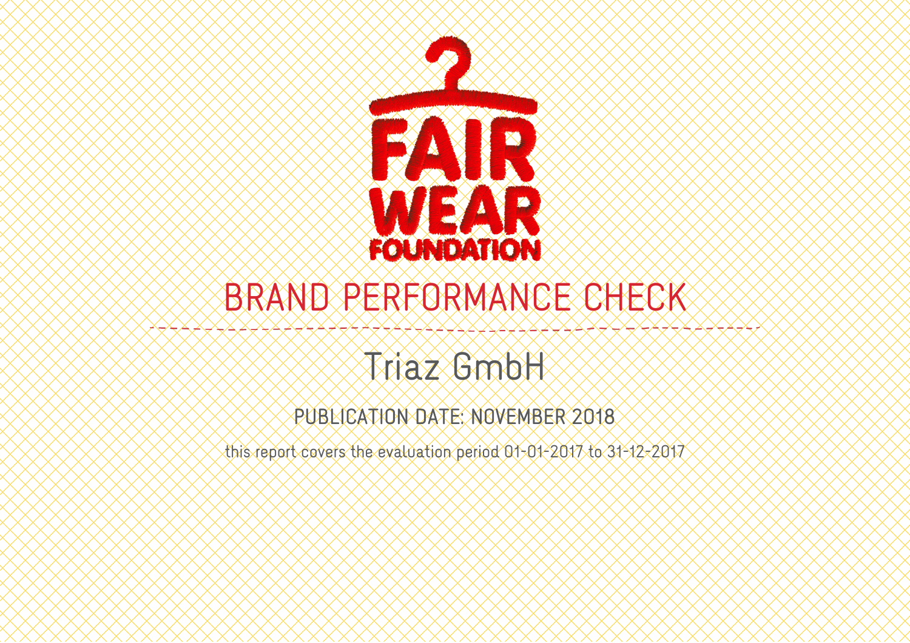FAIR WEAR FOUNDATION

# BRAND PERFORMANCE CHECK

## Triaz GmbH

PUBLICATION DATE: NOVEMBER 2018

this report covers the evaluation period 01-01-2017 to 31-12-2017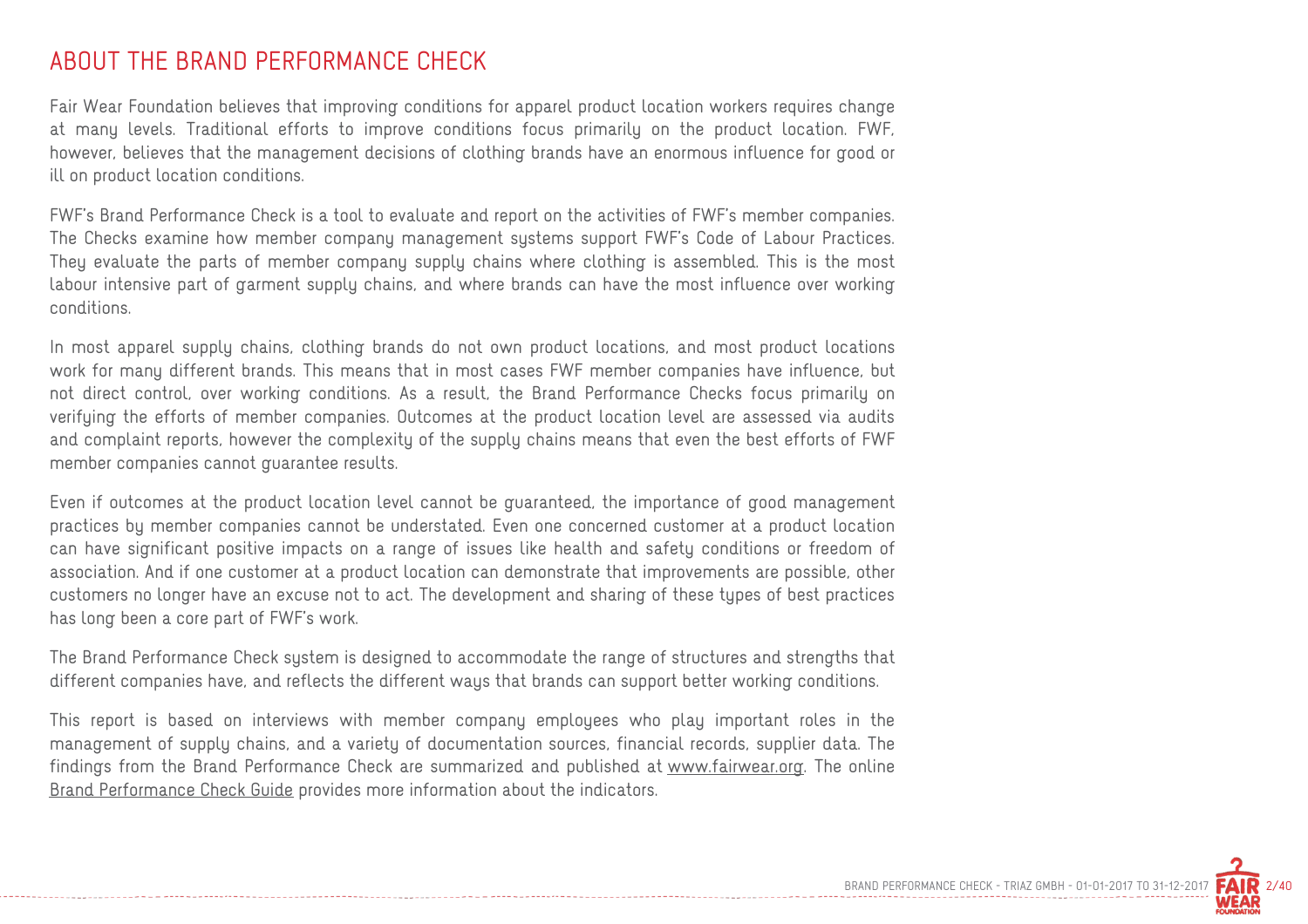# ABOUT THE BRAND PERFORMANCE CHECK

Fair Wear Foundation believes that improving conditions for apparel product location workers requires change at many levels. Traditional efforts to improve conditions focus primarily on the product location. FWF, however, believes that the management decisions of clothing brands have an enormous influence for good or ill on product location conditions.

FWF's Brand Performance Check is a tool to evaluate and report on the activities of FWF's member companies. The Checks examine how member company management systems support FWF's Code of Labour Practices. They evaluate the parts of member company supply chains where clothing is assembled. This is the most labour intensive part of garment supply chains, and where brands can have the most influence over working conditions.

In most apparel supply chains, clothing brands do not own product locations, and most product locations work for many different brands. This means that in most cases FWF member companies have influence, but not direct control, over working conditions. As a result, the Brand Performance Checks focus primarily on verifying the efforts of member companies. Outcomes at the product location level are assessed via audits and complaint reports, however the complexity of the supply chains means that even the best efforts of FWF member companies cannot guarantee results.

Even if outcomes at the product location level cannot be guaranteed, the importance of good management practices by member companies cannot be understated. Even one concerned customer at a product location can have significant positive impacts on a range of issues like health and safety conditions or freedom of association. And if one customer at a product location can demonstrate that improvements are possible, other customers no longer have an excuse not to act. The development and sharing of these types of best practices has long been a core part of FWF's work.

The Brand Performance Check system is designed to accommodate the range of structures and strengths that different companies have, and reflects the different ways that brands can support better working conditions.

This report is based on interviews with member company employees who play important roles in the management of supply chains, and a variety of documentation sources, financial records, supplier data. The findings from the Brand Performance Check are summarized and published at www.fairwear.org. The online Brand Performance Check Guide provides more information about the indicators.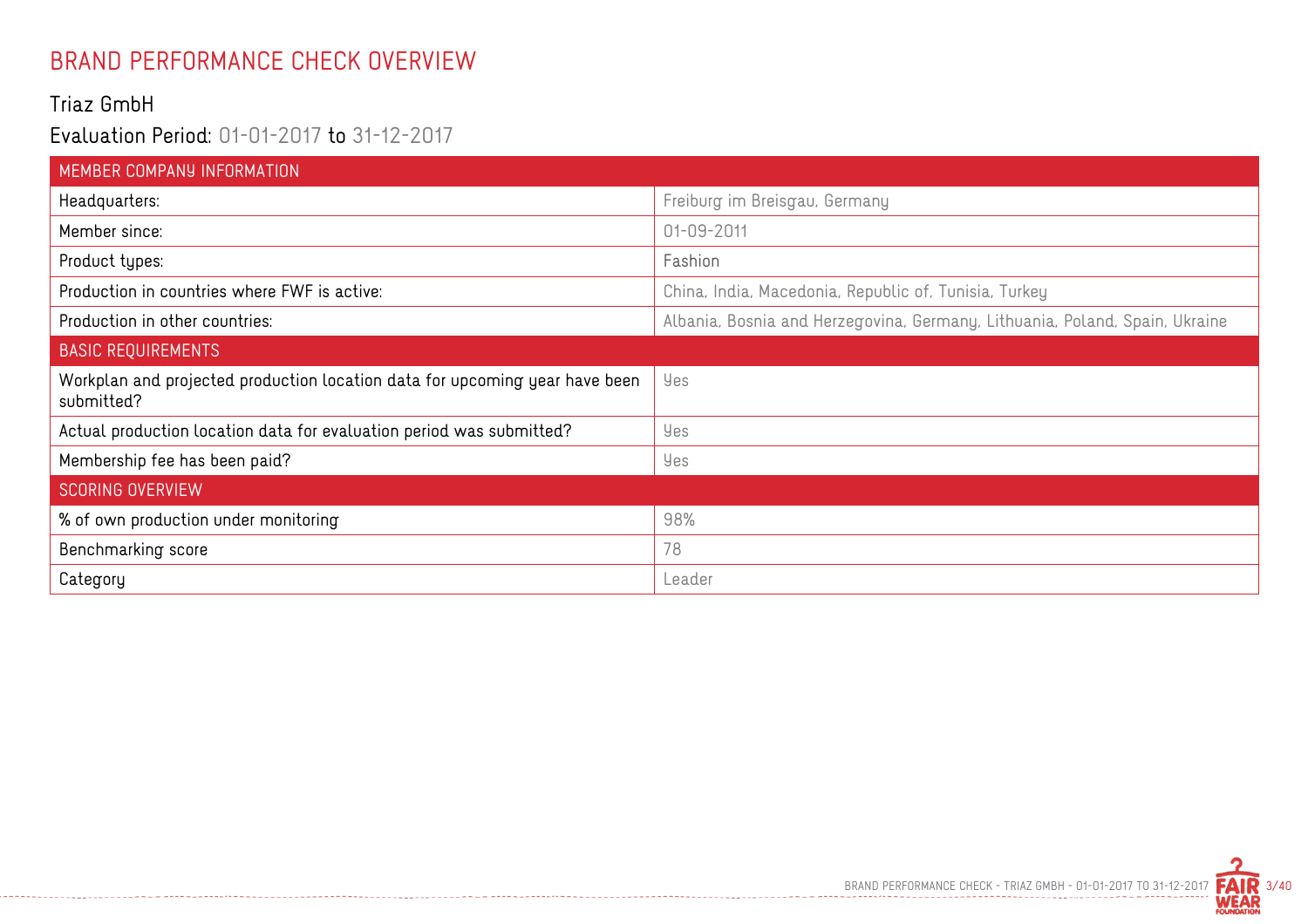# BRAND PERFORMANCE CHECK OVERVIEW

## Triaz GmbH

### Evaluation Period: 01-01-2017 to 31-12-2017

| MEMBER COMPANY INFORMATION | |
|---|---|
| Headquarters: | Freiburg im Breisgau, Germany |
| Member since: | 01-09-2011 |
| Product types: | Fashion |
| Production in countries where FWF is active: | China, India, Macedonia, Republic of, Tunisia, Turkey |
| Production in other countries: | Albania, Bosnia and Herzegovina, Germany, Lithuania, Poland, Spain, Ukraine |
| **BASIC REQUIREMENTS** | |
| Workplan and projected production location data for upcoming year have been submitted? | Yes |
| Actual production location data for evaluation period was submitted? | Yes |
| Membership fee has been paid? | Yes |
| **SCORING OVERVIEW** | |
| % of own production under monitoring | 98% |
| Benchmarking score | 78 |
| Category | Leader |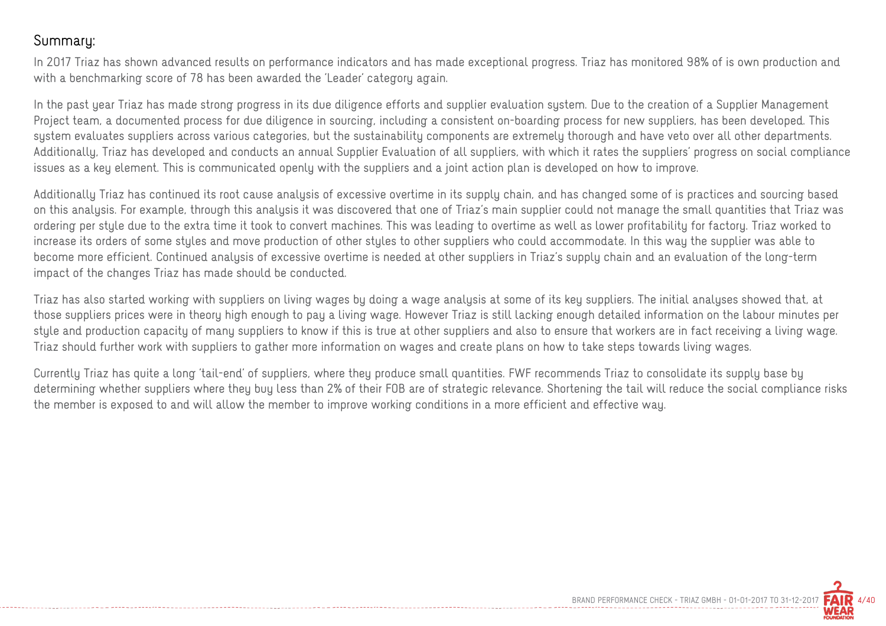## Summary:

In 2017 Triaz has shown advanced results on performance indicators and has made exceptional progress. Triaz has monitored 98% of is own production and with a benchmarking score of 78 has been awarded the 'Leader' category again.

In the past year Triaz has made strong progress in its due diligence efforts and supplier evaluation system. Due to the creation of a Supplier Management Project team, a documented process for due diligence in sourcing, including a consistent on-boarding process for new suppliers, has been developed. This system evaluates suppliers across various categories, but the sustainability components are extremely thorough and have veto over all other departments. Additionally, Triaz has developed and conducts an annual Supplier Evaluation of all suppliers, with which it rates the suppliers' progress on social compliance issues as a key element. This is communicated openly with the suppliers and a joint action plan is developed on how to improve.

Additionally Triaz has continued its root cause analysis of excessive overtime in its supply chain, and has changed some of is practices and sourcing based on this analysis. For example, through this analysis it was discovered that one of Triaz's main supplier could not manage the small quantities that Triaz was ordering per style due to the extra time it took to convert machines. This was leading to overtime as well as lower profitability for factory. Triaz worked to increase its orders of some styles and move production of other styles to other suppliers who could accommodate. In this way the supplier was able to become more efficient. Continued analysis of excessive overtime is needed at other suppliers in Triaz's supply chain and an evaluation of the long-term impact of the changes Triaz has made should be conducted.

Triaz has also started working with suppliers on living wages by doing a wage analysis at some of its key suppliers. The initial analyses showed that, at those suppliers prices were in theory high enough to pay a living wage. However Triaz is still lacking enough detailed information on the labour minutes per style and production capacity of many suppliers to know if this is true at other suppliers and also to ensure that workers are in fact receiving a living wage. Triaz should further work with suppliers to gather more information on wages and create plans on how to take steps towards living wages.

Currently Triaz has quite a long 'tail-end' of suppliers, where they produce small quantities. FWF recommends Triaz to consolidate its supply base by determining whether suppliers where they buy less than 2% of their FOB are of strategic relevance. Shortening the tail will reduce the social compliance risks the member is exposed to and will allow the member to improve working conditions in a more efficient and effective way.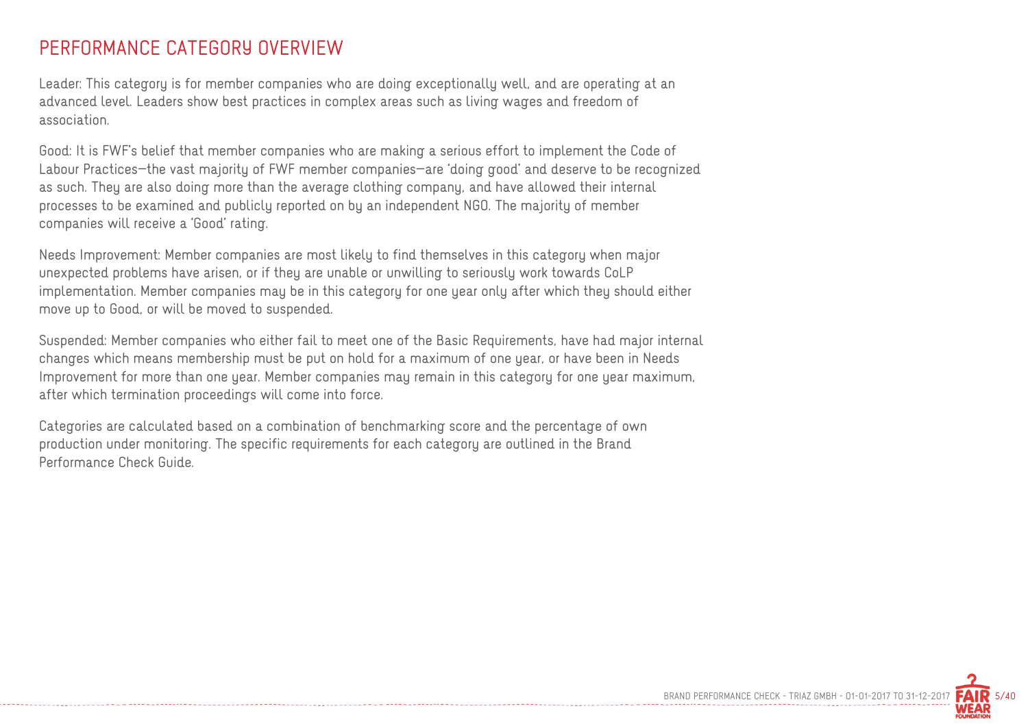# PERFORMANCE CATEGORY OVERVIEW

Leader: This category is for member companies who are doing exceptionally well, and are operating at an advanced level. Leaders show best practices in complex areas such as living wages and freedom of association.

Good: It is FWF's belief that member companies who are making a serious effort to implement the Code of Labour Practices—the vast majority of FWF member companies—are 'doing good' and deserve to be recognized as such. They are also doing more than the average clothing company, and have allowed their internal processes to be examined and publicly reported on by an independent NGO. The majority of member companies will receive a 'Good' rating.

Needs Improvement: Member companies are most likely to find themselves in this category when major unexpected problems have arisen, or if they are unable or unwilling to seriously work towards CoLP implementation. Member companies may be in this category for one year only after which they should either move up to Good, or will be moved to suspended.

Suspended: Member companies who either fail to meet one of the Basic Requirements, have had major internal changes which means membership must be put on hold for a maximum of one year, or have been in Needs Improvement for more than one year. Member companies may remain in this category for one year maximum, after which termination proceedings will come into force.

Categories are calculated based on a combination of benchmarking score and the percentage of own production under monitoring. The specific requirements for each category are outlined in the Brand Performance Check Guide.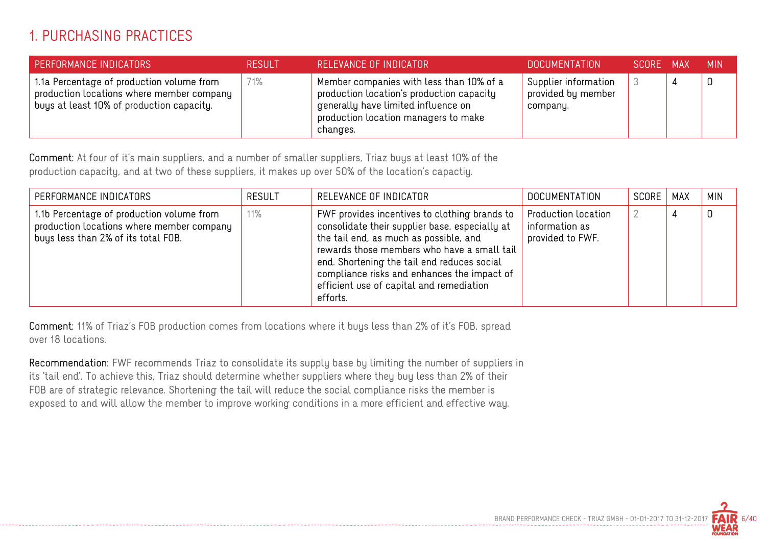## 1. PURCHASING PRACTICES

| PERFORMANCE INDICATORS | RESULT | RELEVANCE OF INDICATOR | DOCUMENTATION | SCORE | MAX | MIN |
|---|---|---|---|---|---|---|
| 1.1a Percentage of production volume from production locations where member company buys at least 10% of production capacity. | 71% | Member companies with less than 10% of a production location's production capacity generally have limited influence on production location managers to make changes. | Supplier information provided by member company. | 3 | 4 | 0 |

**Comment:** At four of it's main suppliers, and a number of smaller suppliers, Triaz buys at least 10% of the production capacity, and at two of these suppliers, it makes up over 50% of the location's capactiy.

| PERFORMANCE INDICATORS | RESULT | RELEVANCE OF INDICATOR | DOCUMENTATION | SCORE | MAX | MIN |
|---|---|---|---|---|---|---|
| 1.1b Percentage of production volume from production locations where member company buys less than 2% of its total FOB. | 11% | FWF provides incentives to clothing brands to consolidate their supplier base, especially at the tail end, as much as possible, and rewards those members who have a small tail end. Shortening the tail end reduces social compliance risks and enhances the impact of efficient use of capital and remediation efforts. | Production location information as provided to FWF. | 2 | 4 | 0 |

**Comment:** 11% of Triaz's FOB production comes from locations where it buys less than 2% of it's FOB, spread over 18 locations.

**Recommendation:** FWF recommends Triaz to consolidate its supply base by limiting the number of suppliers in its 'tail end'. To achieve this, Triaz should determine whether suppliers where they buy less than 2% of their FOB are of strategic relevance. Shortening the tail will reduce the social compliance risks the member is exposed to and will allow the member to improve working conditions in a more efficient and effective way.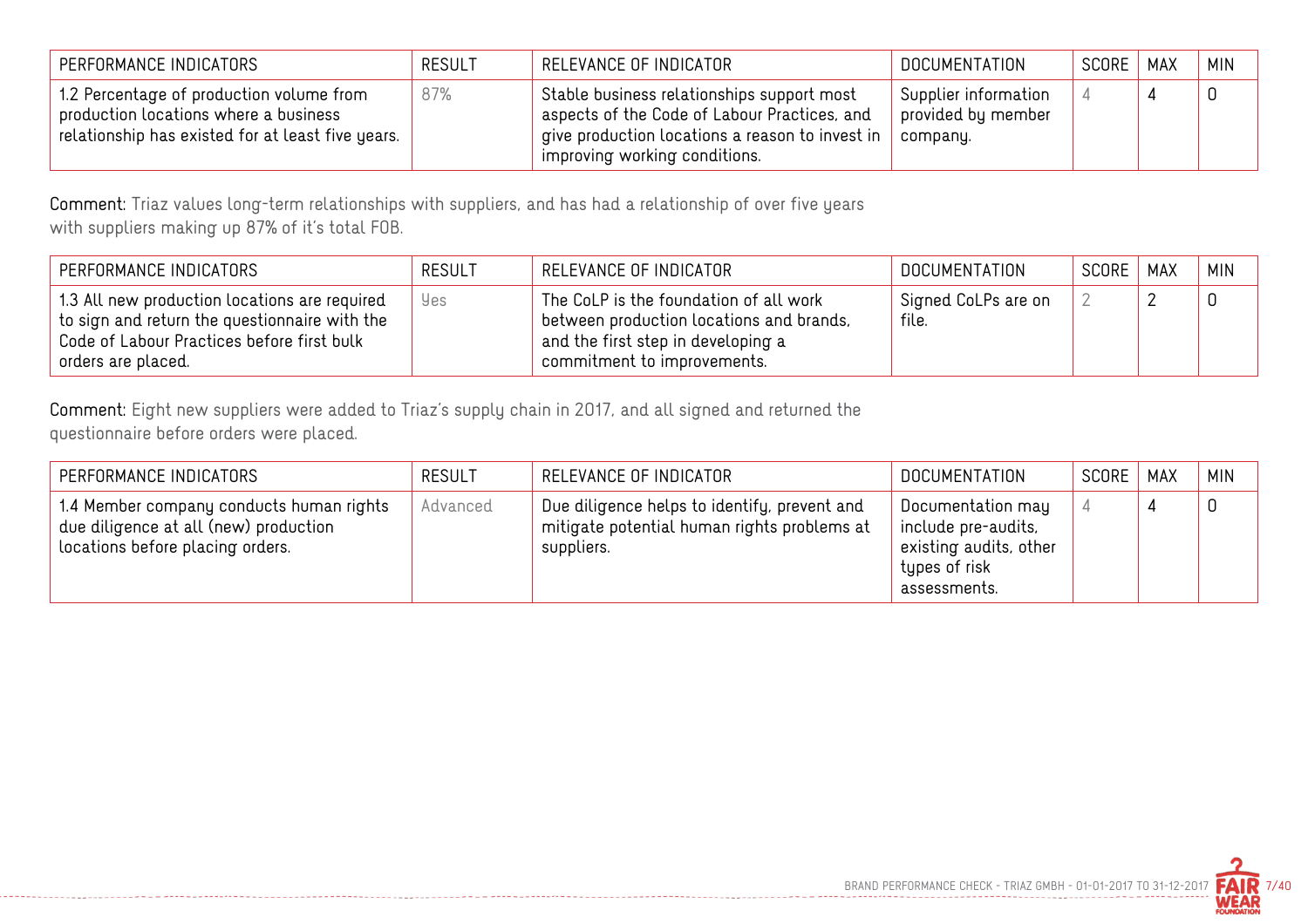| PERFORMANCE INDICATORS | RESULT | RELEVANCE OF INDICATOR | DOCUMENTATION | SCORE | MAX | MIN |
|---|---|---|---|---|---|---|
| 1.2 Percentage of production volume from production locations where a business relationship has existed for at least five years. | 87% | Stable business relationships support most aspects of the Code of Labour Practices, and give production locations a reason to invest in improving working conditions. | Supplier information provided by member company. | 4 | 4 | 0 |

**Comment:** Triaz values long-term relationships with suppliers, and has had a relationship of over five years with suppliers making up 87% of it's total FOB.

| PERFORMANCE INDICATORS | RESULT | RELEVANCE OF INDICATOR | DOCUMENTATION | SCORE | MAX | MIN |
|---|---|---|---|---|---|---|
| 1.3 All new production locations are required to sign and return the questionnaire with the Code of Labour Practices before first bulk orders are placed. | Yes | The CoLP is the foundation of all work between production locations and brands, and the first step in developing a commitment to improvements. | Signed CoLPs are on file. | 2 | 2 | 0 |

**Comment:** Eight new suppliers were added to Triaz's supply chain in 2017, and all signed and returned the questionnaire before orders were placed.

| PERFORMANCE INDICATORS | RESULT | RELEVANCE OF INDICATOR | DOCUMENTATION | SCORE | MAX | MIN |
|---|---|---|---|---|---|---|
| 1.4 Member company conducts human rights due diligence at all (new) production locations before placing orders. | Advanced | Due diligence helps to identify, prevent and mitigate potential human rights problems at suppliers. | Documentation may include pre-audits, existing audits, other types of risk assessments. | 4 | 4 | 0 |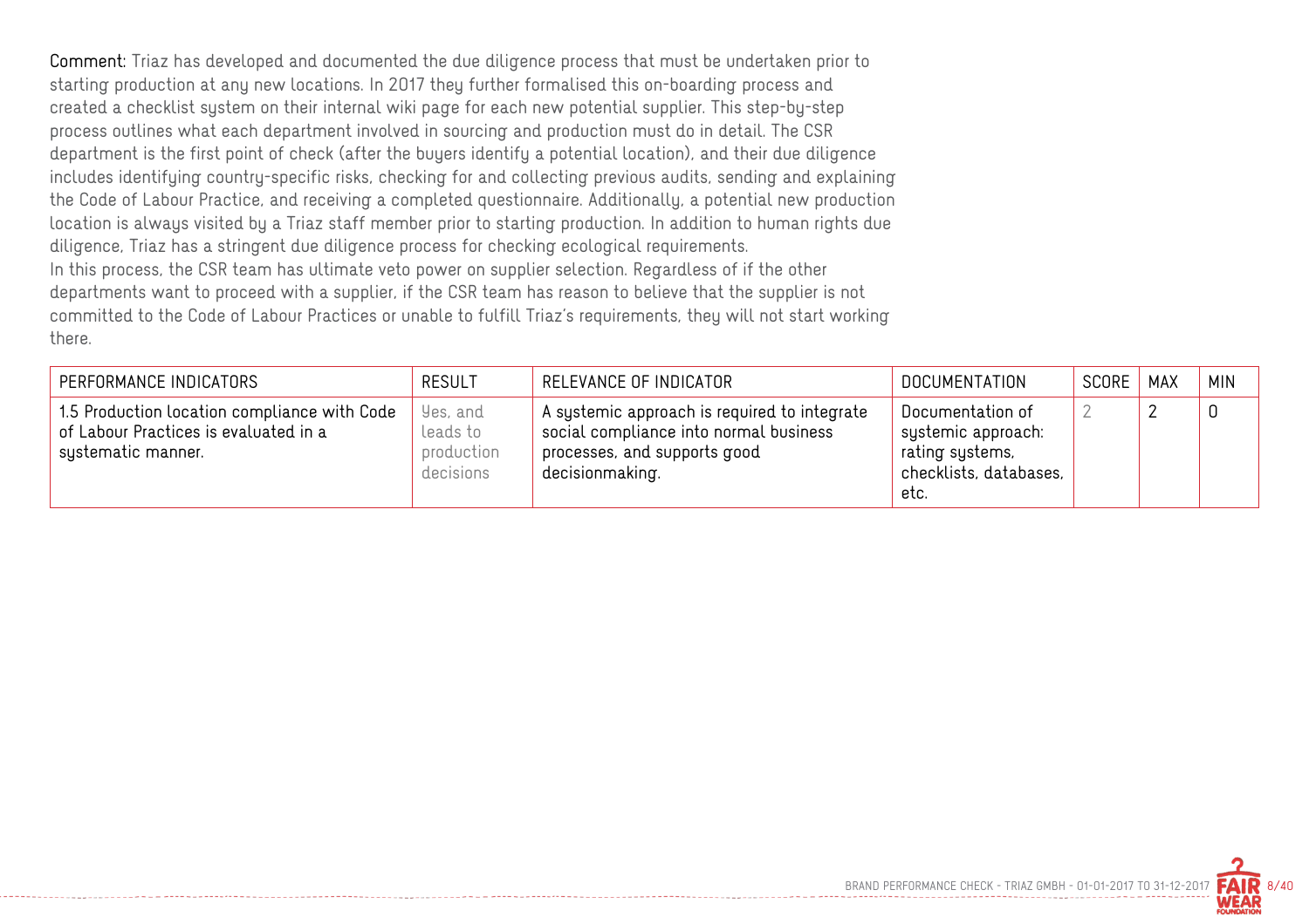**Comment:** Triaz has developed and documented the due diligence process that must be undertaken prior to starting production at any new locations. In 2017 they further formalised this on-boarding process and created a checklist system on their internal wiki page for each new potential supplier. This step-by-step process outlines what each department involved in sourcing and production must do in detail. The CSR department is the first point of check (after the buyers identify a potential location), and their due diligence includes identifying country-specific risks, checking for and collecting previous audits, sending and explaining the Code of Labour Practice, and receiving a completed questionnaire. Additionally, a potential new production location is always visited by a Triaz staff member prior to starting production. In addition to human rights due diligence, Triaz has a stringent due diligence process for checking ecological requirements.

In this process, the CSR team has ultimate veto power on supplier selection. Regardless of if the other departments want to proceed with a supplier, if the CSR team has reason to believe that the supplier is not committed to the Code of Labour Practices or unable to fulfill Triaz's requirements, they will not start working there.

| PERFORMANCE INDICATORS | RESULT | RELEVANCE OF INDICATOR | DOCUMENTATION | SCORE | MAX | MIN |
|---|---|---|---|---|---|---|
| 1.5 Production location compliance with Code of Labour Practices is evaluated in a systematic manner. | Yes, and leads to production decisions | A systemic approach is required to integrate social compliance into normal business processes, and supports good decisionmaking. | Documentation of systemic approach: rating systems, checklists, databases, etc. | 2 | 2 | 0 |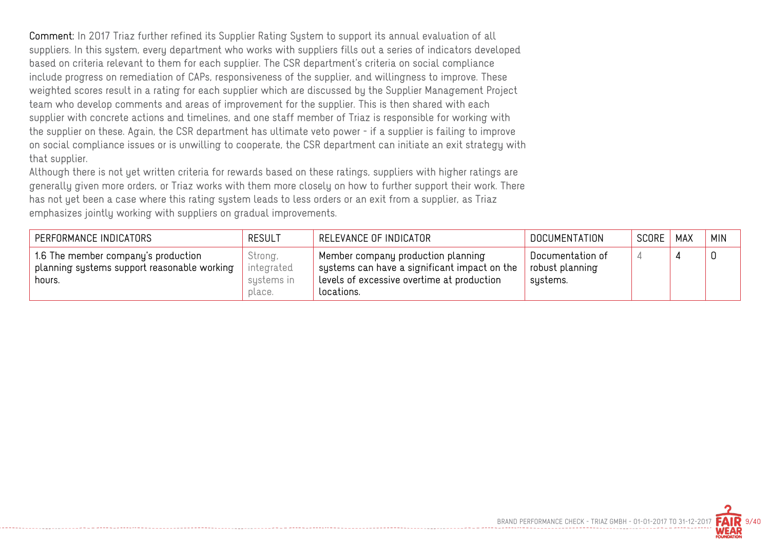**Comment:** In 2017 Triaz further refined its Supplier Rating System to support its annual evaluation of all suppliers. In this system, every department who works with suppliers fills out a series of indicators developed based on criteria relevant to them for each supplier. The CSR department's criteria on social compliance include progress on remediation of CAPs, responsiveness of the supplier, and willingness to improve. These weighted scores result in a rating for each supplier which are discussed by the Supplier Management Project team who develop comments and areas of improvement for the supplier. This is then shared with each supplier with concrete actions and timelines, and one staff member of Triaz is responsible for working with the supplier on these. Again, the CSR department has ultimate veto power - if a supplier is failing to improve on social compliance issues or is unwilling to cooperate, the CSR department can initiate an exit strategy with that supplier.
Although there is not yet written criteria for rewards based on these ratings, suppliers with higher ratings are generally given more orders, or Triaz works with them more closely on how to further support their work. There has not yet been a case where this rating system leads to less orders or an exit from a supplier, as Triaz emphasizes jointly working with suppliers on gradual improvements.

| PERFORMANCE INDICATORS | RESULT | RELEVANCE OF INDICATOR | DOCUMENTATION | SCORE | MAX | MIN |
|---|---|---|---|---|---|---|
| 1.6 The member company's production planning systems support reasonable working hours. | Strong, integrated systems in place. | Member company production planning systems can have a significant impact on the levels of excessive overtime at production locations. | Documentation of robust planning systems. | 4 | 4 | 0 |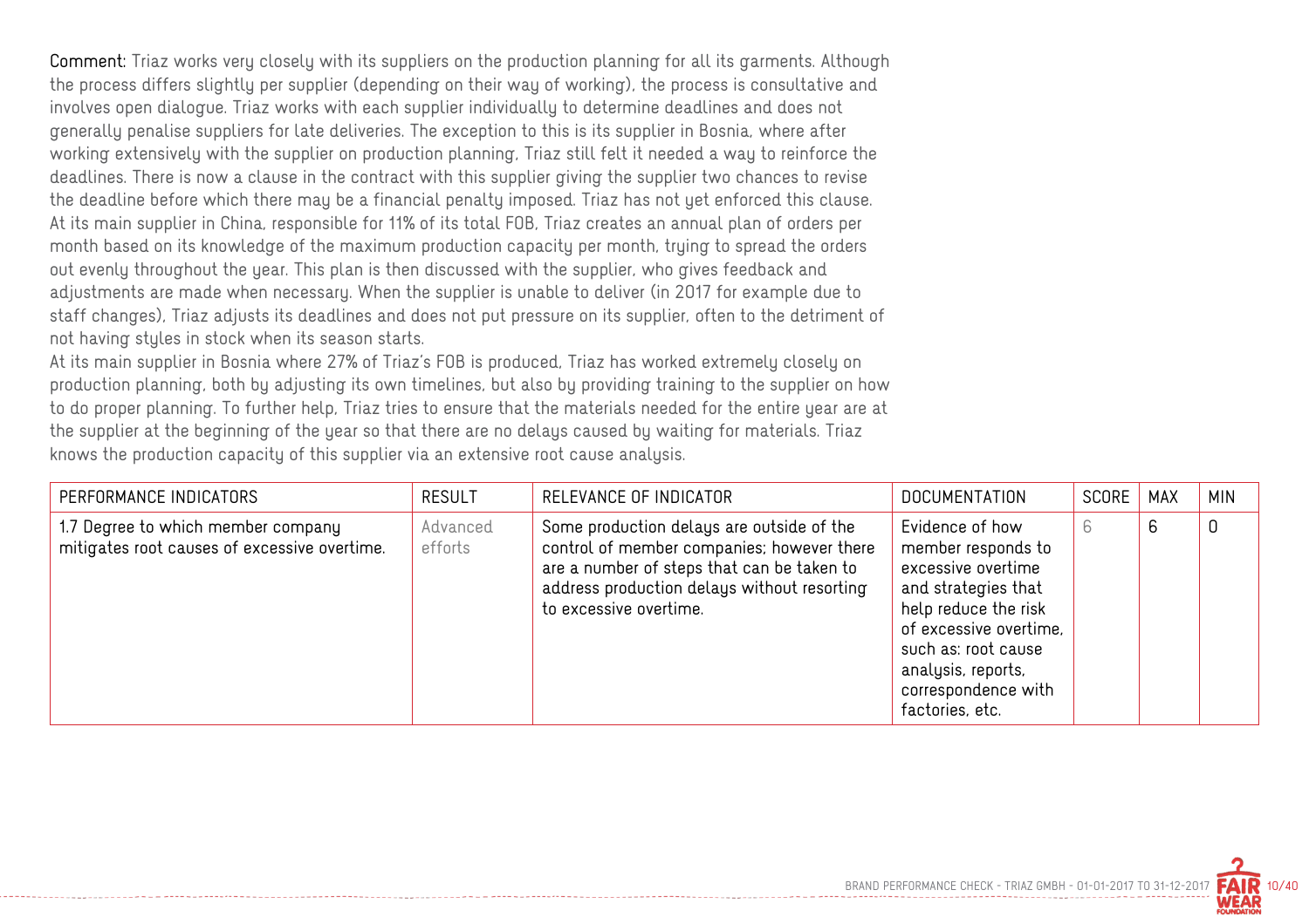**Comment:** Triaz works very closely with its suppliers on the production planning for all its garments. Although the process differs slightly per supplier (depending on their way of working), the process is consultative and involves open dialogue. Triaz works with each supplier individually to determine deadlines and does not generally penalise suppliers for late deliveries. The exception to this is its supplier in Bosnia, where after working extensively with the supplier on production planning, Triaz still felt it needed a way to reinforce the deadlines. There is now a clause in the contract with this supplier giving the supplier two chances to revise the deadline before which there may be a financial penalty imposed. Triaz has not yet enforced this clause. At its main supplier in China, responsible for 11% of its total FOB, Triaz creates an annual plan of orders per month based on its knowledge of the maximum production capacity per month, trying to spread the orders out evenly throughout the year. This plan is then discussed with the supplier, who gives feedback and adjustments are made when necessary. When the supplier is unable to deliver (in 2017 for example due to staff changes), Triaz adjusts its deadlines and does not put pressure on its supplier, often to the detriment of not having styles in stock when its season starts.
At its main supplier in Bosnia where 27% of Triaz's FOB is produced, Triaz has worked extremely closely on production planning, both by adjusting its own timelines, but also by providing training to the supplier on how to do proper planning. To further help, Triaz tries to ensure that the materials needed for the entire year are at the supplier at the beginning of the year so that there are no delays caused by waiting for materials. Triaz knows the production capacity of this supplier via an extensive root cause analysis.

| PERFORMANCE INDICATORS | RESULT | RELEVANCE OF INDICATOR | DOCUMENTATION | SCORE | MAX | MIN |
|---|---|---|---|---|---|---|
| 1.7 Degree to which member company mitigates root causes of excessive overtime. | Advanced efforts | Some production delays are outside of the control of member companies; however there are a number of steps that can be taken to address production delays without resorting to excessive overtime. | Evidence of how member responds to excessive overtime and strategies that help reduce the risk of excessive overtime, such as: root cause analysis, reports, correspondence with factories, etc. | 6 | 6 | 0 |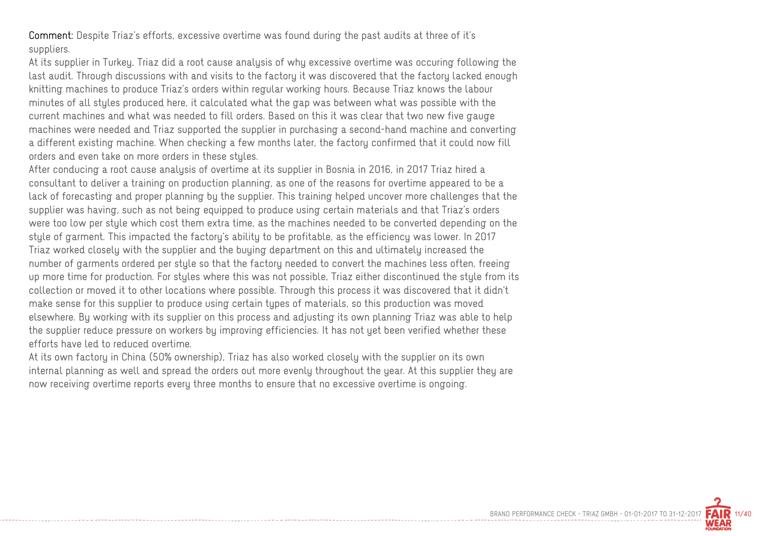**Comment:** Despite Triaz's efforts, excessive overtime was found during the past audits at three of it's suppliers.

At its supplier in Turkey, Triaz did a root cause analysis of why excessive overtime was occuring following the last audit. Through discussions with and visits to the factory it was discovered that the factory lacked enough knitting machines to produce Triaz's orders within regular working hours. Because Triaz knows the labour minutes of all styles produced here, it calculated what the gap was between what was possible with the current machines and what was needed to fill orders. Based on this it was clear that two new five gauge machines were needed and Triaz supported the supplier in purchasing a second-hand machine and converting a different existing machine. When checking a few months later, the factory confirmed that it could now fill orders and even take on more orders in these styles.

After conducing a root cause analysis of overtime at its supplier in Bosnia in 2016, in 2017 Triaz hired a consultant to deliver a training on production planning, as one of the reasons for overtime appeared to be a lack of forecasting and proper planning by the supplier. This training helped uncover more challenges that the supplier was having, such as not being equipped to produce using certain materials and that Triaz's orders were too low per style which cost them extra time, as the machines needed to be converted depending on the style of garment. This impacted the factory's ability to be profitable, as the efficiency was lower. In 2017 Triaz worked closely with the supplier and the buying department on this and ultimately increased the number of garments ordered per style so that the factory needed to convert the machines less often, freeing up more time for production. For styles where this was not possible, Triaz either discontinued the style from its collection or moved it to other locations where possible. Through this process it was discovered that it didn't make sense for this supplier to produce using certain types of materials, so this production was moved elsewhere. By working with its supplier on this process and adjusting its own planning Triaz was able to help the supplier reduce pressure on workers by improving efficiencies. It has not yet been verified whether these efforts have led to reduced overtime.

At its own factory in China (50% ownership), Triaz has also worked closely with the supplier on its own internal planning as well and spread the orders out more evenly throughout the year. At this supplier they are now receiving overtime reports every three months to ensure that no excessive overtime is ongoing.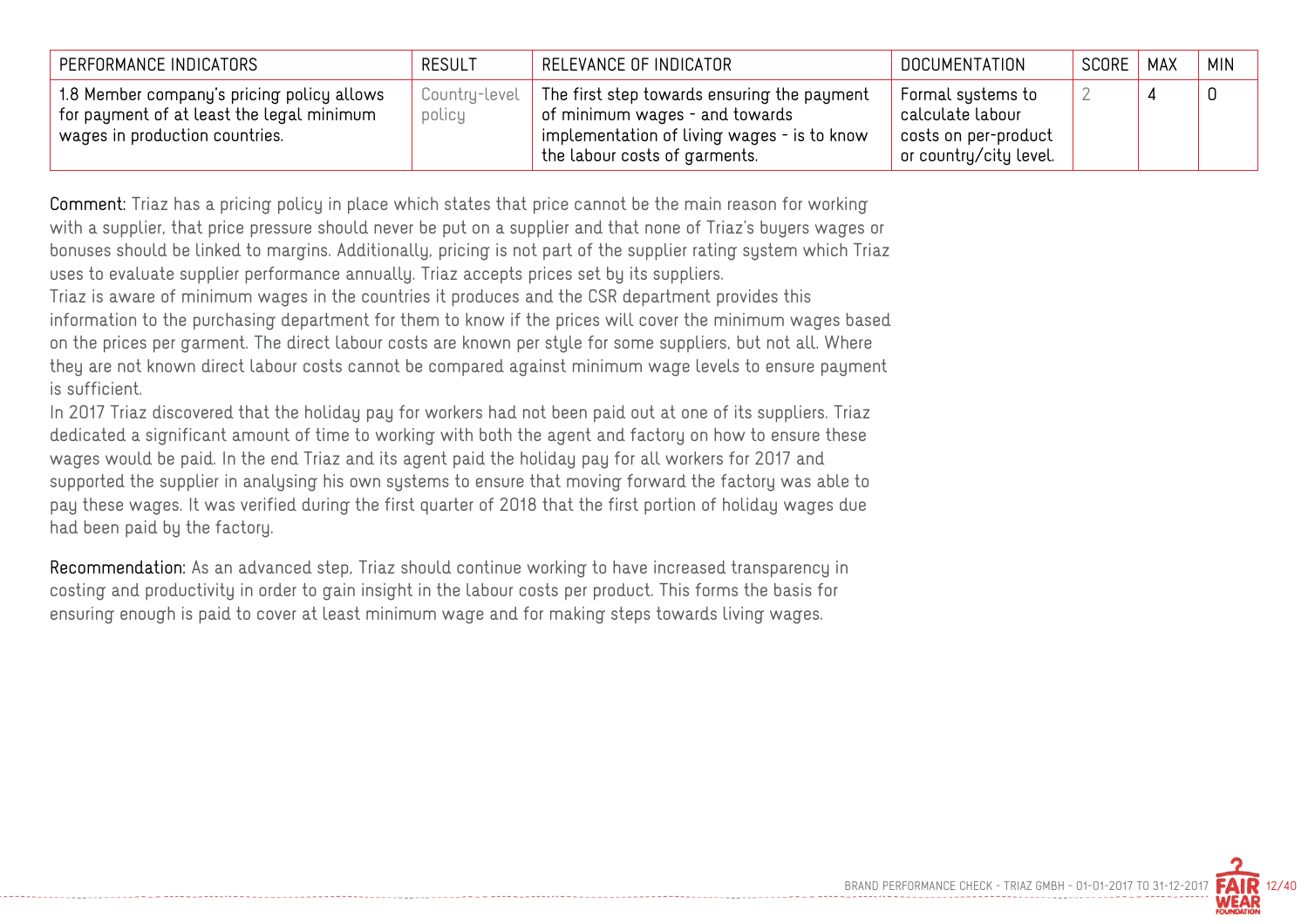| PERFORMANCE INDICATORS | RESULT | RELEVANCE OF INDICATOR | DOCUMENTATION | SCORE | MAX | MIN |
|---|---|---|---|---|---|---|
| 1.8 Member company's pricing policy allows for payment of at least the legal minimum wages in production countries. | Country-level policy | The first step towards ensuring the payment of minimum wages - and towards implementation of living wages - is to know the labour costs of garments. | Formal systems to calculate labour costs on per-product or country/city level. | 2 | 4 | 0 |

**Comment:** Triaz has a pricing policy in place which states that price cannot be the main reason for working with a supplier, that price pressure should never be put on a supplier and that none of Triaz's buyers wages or bonuses should be linked to margins. Additionally, pricing is not part of the supplier rating system which Triaz uses to evaluate supplier performance annually. Triaz accepts prices set by its suppliers.
Triaz is aware of minimum wages in the countries it produces and the CSR department provides this information to the purchasing department for them to know if the prices will cover the minimum wages based on the prices per garment. The direct labour costs are known per style for some suppliers, but not all. Where they are not known direct labour costs cannot be compared against minimum wage levels to ensure payment is sufficient.
In 2017 Triaz discovered that the holiday pay for workers had not been paid out at one of its suppliers. Triaz dedicated a significant amount of time to working with both the agent and factory on how to ensure these wages would be paid. In the end Triaz and its agent paid the holiday pay for all workers for 2017 and supported the supplier in analysing his own systems to ensure that moving forward the factory was able to pay these wages. It was verified during the first quarter of 2018 that the first portion of holiday wages due had been paid by the factory.

**Recommendation:** As an advanced step, Triaz should continue working to have increased transparency in costing and productivity in order to gain insight in the labour costs per product. This forms the basis for ensuring enough is paid to cover at least minimum wage and for making steps towards living wages.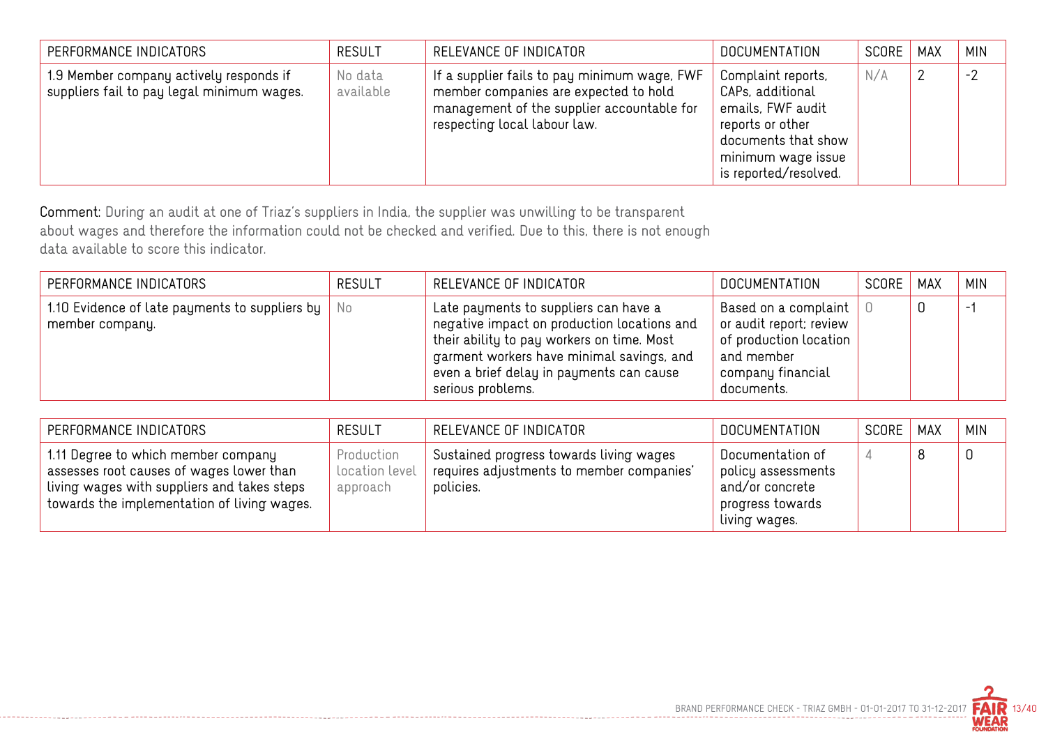| PERFORMANCE INDICATORS | RESULT | RELEVANCE OF INDICATOR | DOCUMENTATION | SCORE | MAX | MIN |
|---|---|---|---|---|---|---|
| 1.9 Member company actively responds if suppliers fail to pay legal minimum wages. | No data available | If a supplier fails to pay minimum wage, FWF member companies are expected to hold management of the supplier accountable for respecting local labour law. | Complaint reports, CAPs, additional emails, FWF audit reports or other documents that show minimum wage issue is reported/resolved. | N/A | 2 | -2 |

**Comment:** During an audit at one of Triaz's suppliers in India, the supplier was unwilling to be transparent about wages and therefore the information could not be checked and verified. Due to this, there is not enough data available to score this indicator.

| PERFORMANCE INDICATORS | RESULT | RELEVANCE OF INDICATOR | DOCUMENTATION | SCORE | MAX | MIN |
|---|---|---|---|---|---|---|
| 1.10 Evidence of late payments to suppliers by member company. | No | Late payments to suppliers can have a negative impact on production locations and their ability to pay workers on time. Most garment workers have minimal savings, and even a brief delay in payments can cause serious problems. | Based on a complaint or audit report; review of production location and member company financial documents. | 0 | 0 | -1 |

| PERFORMANCE INDICATORS | RESULT | RELEVANCE OF INDICATOR | DOCUMENTATION | SCORE | MAX | MIN |
|---|---|---|---|---|---|---|
| 1.11 Degree to which member company assesses root causes of wages lower than living wages with suppliers and takes steps towards the implementation of living wages. | Production location level approach | Sustained progress towards living wages requires adjustments to member companies' policies. | Documentation of policy assessments and/or concrete progress towards living wages. | 4 | 8 | 0 |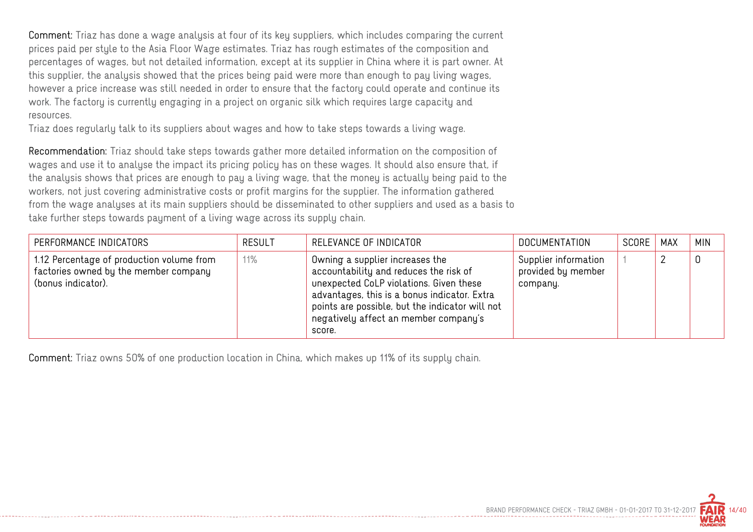**Comment:** Triaz has done a wage analysis at four of its key suppliers, which includes comparing the current prices paid per style to the Asia Floor Wage estimates. Triaz has rough estimates of the composition and percentages of wages, but not detailed information, except at its supplier in China where it is part owner. At this supplier, the analysis showed that the prices being paid were more than enough to pay living wages, however a price increase was still needed in order to ensure that the factory could operate and continue its work. The factory is currently engaging in a project on organic silk which requires large capacity and resources.

Triaz does regularly talk to its suppliers about wages and how to take steps towards a living wage.

**Recommendation:** Triaz should take steps towards gather more detailed information on the composition of wages and use it to analyse the impact its pricing policy has on these wages. It should also ensure that, if the analysis shows that prices are enough to pay a living wage, that the money is actually being paid to the workers, not just covering administrative costs or profit margins for the supplier. The information gathered from the wage analyses at its main suppliers should be disseminated to other suppliers and used as a basis to take further steps towards payment of a living wage across its supply chain.

| PERFORMANCE INDICATORS | RESULT | RELEVANCE OF INDICATOR | DOCUMENTATION | SCORE | MAX | MIN |
|---|---|---|---|---|---|---|
| 1.12 Percentage of production volume from factories owned by the member company (bonus indicator). | 11% | Owning a supplier increases the accountability and reduces the risk of unexpected CoLP violations. Given these advantages, this is a bonus indicator. Extra points are possible, but the indicator will not negatively affect an member company's score. | Supplier information provided by member company. | 1 | 2 | 0 |

**Comment:** Triaz owns 50% of one production location in China, which makes up 11% of its supply chain.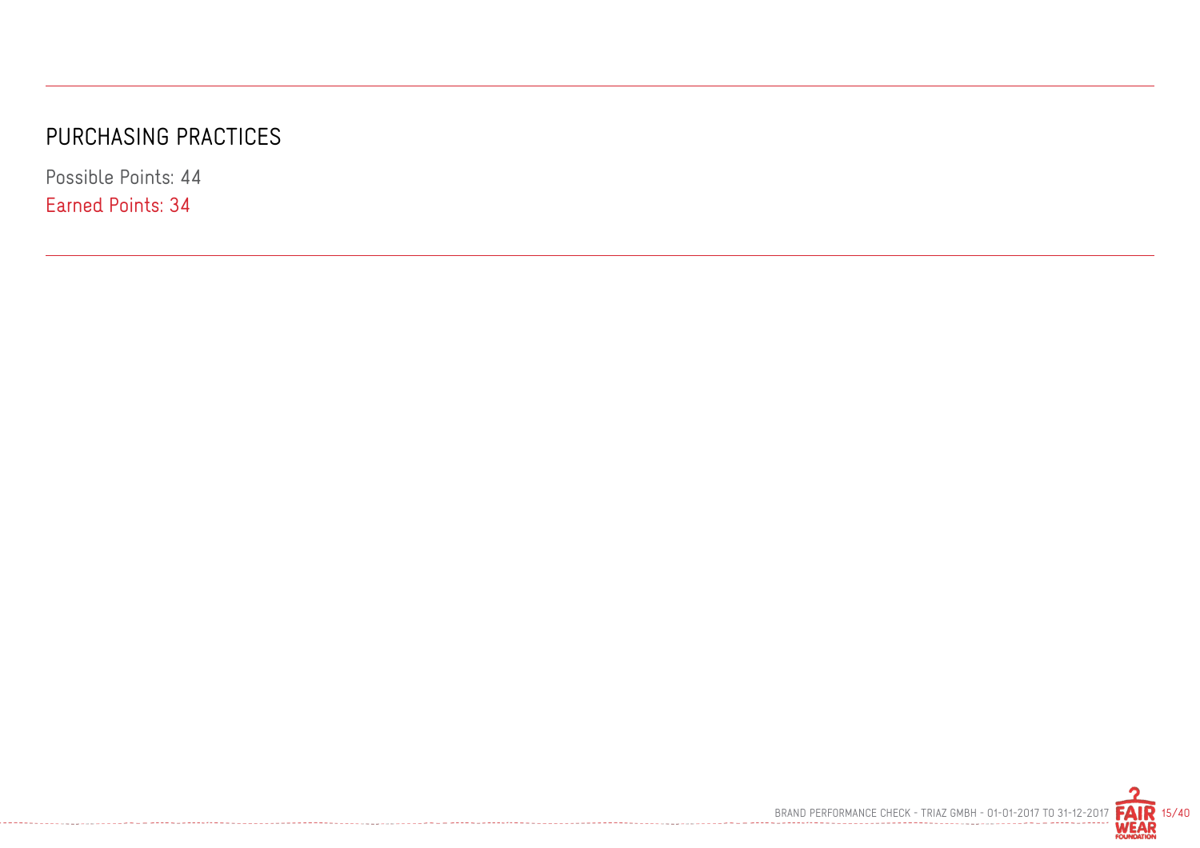# PURCHASING PRACTICES

Possible Points: 44

Earned Points: 34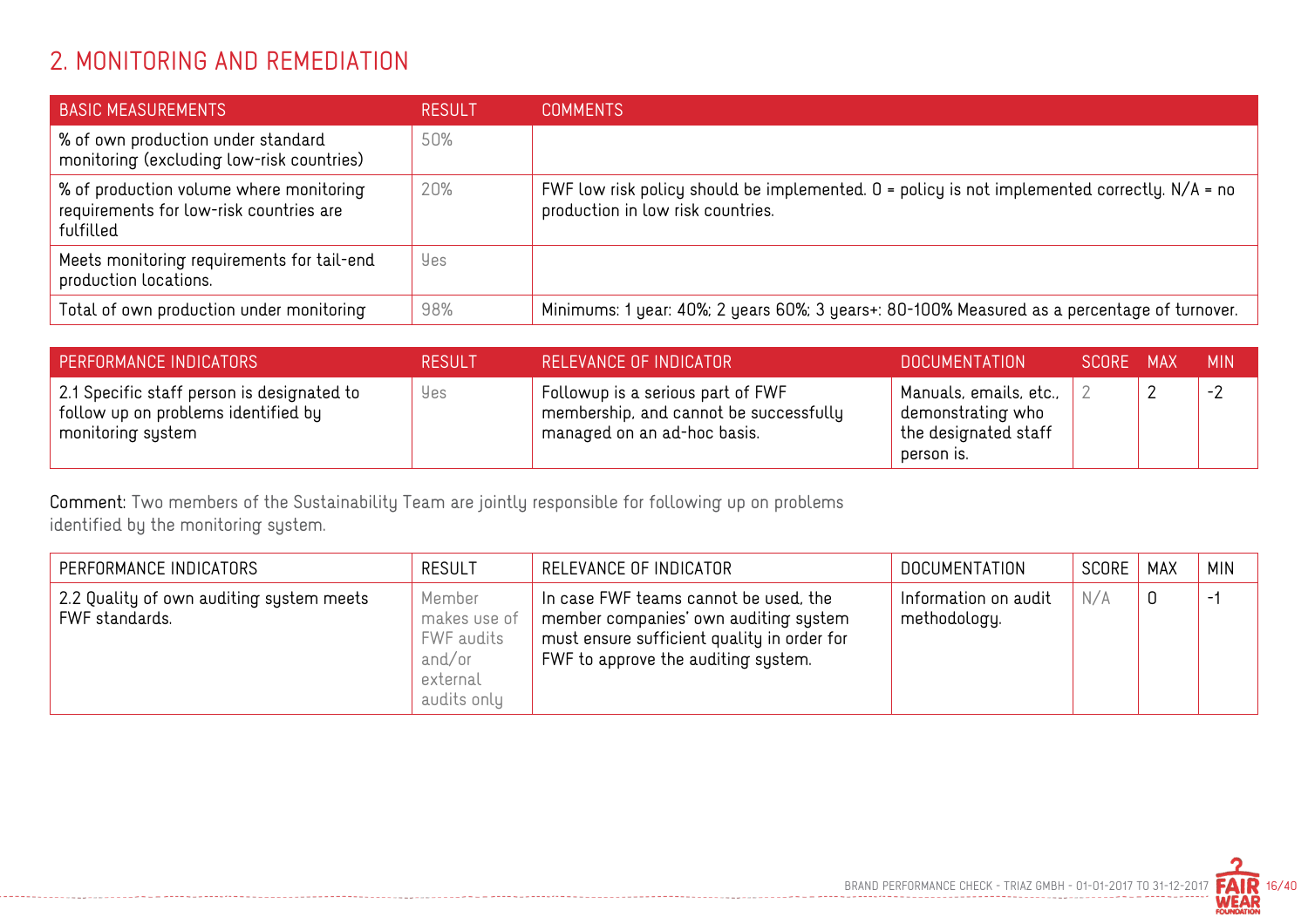## 2. MONITORING AND REMEDIATION

| BASIC MEASUREMENTS | RESULT | COMMENTS |
|---|---|---|
| % of own production under standard monitoring (excluding low-risk countries) | 50% | |
| % of production volume where monitoring requirements for low-risk countries are fulfilled | 20% | FWF low risk policy should be implemented. 0 = policy is not implemented correctly. N/A = no production in low risk countries. |
| Meets monitoring requirements for tail-end production locations. | Yes | |
| Total of own production under monitoring | 98% | Minimums: 1 year: 40%; 2 years 60%; 3 years+: 80-100% Measured as a percentage of turnover. |

| PERFORMANCE INDICATORS | RESULT | RELEVANCE OF INDICATOR | DOCUMENTATION | SCORE | MAX | MIN |
|---|---|---|---|---|---|---|
| 2.1 Specific staff person is designated to follow up on problems identified by monitoring system | Yes | Followup is a serious part of FWF membership, and cannot be successfully managed on an ad-hoc basis. | Manuals, emails, etc., demonstrating who the designated staff person is. | 2 | 2 | -2 |

**Comment:** Two members of the Sustainability Team are jointly responsible for following up on problems identified by the monitoring system.

| PERFORMANCE INDICATORS | RESULT | RELEVANCE OF INDICATOR | DOCUMENTATION | SCORE | MAX | MIN |
|---|---|---|---|---|---|---|
| 2.2 Quality of own auditing system meets FWF standards. | Member makes use of FWF audits and/or external audits only | In case FWF teams cannot be used, the member companies' own auditing system must ensure sufficient quality in order for FWF to approve the auditing system. | Information on audit methodology. | N/A | 0 | -1 |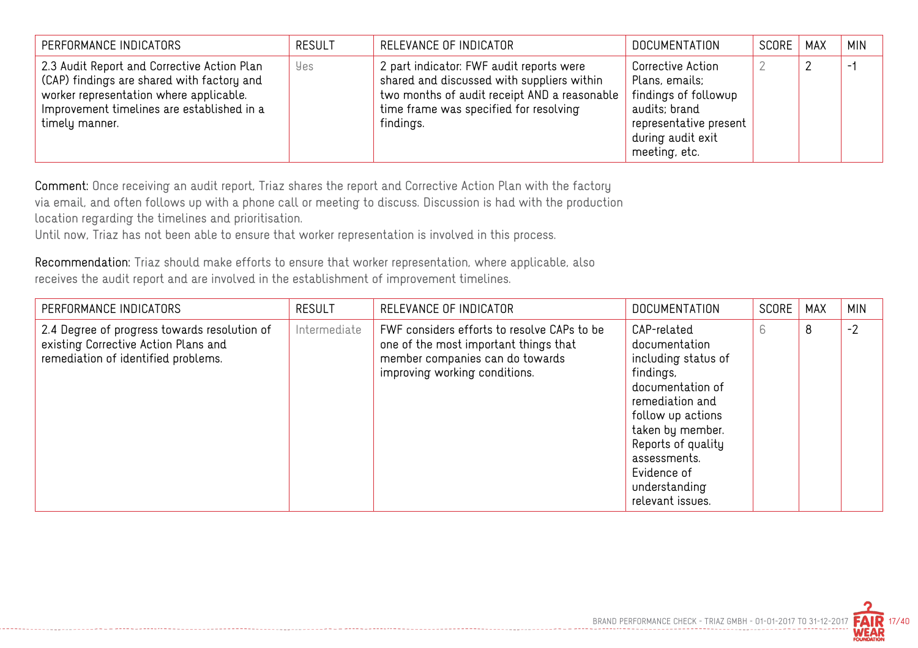| PERFORMANCE INDICATORS | RESULT | RELEVANCE OF INDICATOR | DOCUMENTATION | SCORE | MAX | MIN |
|---|---|---|---|---|---|---|
| 2.3 Audit Report and Corrective Action Plan (CAP) findings are shared with factory and worker representation where applicable. Improvement timelines are established in a timely manner. | Yes | 2 part indicator: FWF audit reports were shared and discussed with suppliers within two months of audit receipt AND a reasonable time frame was specified for resolving findings. | Corrective Action Plans, emails; findings of followup audits; brand representative present during audit exit meeting, etc. | 2 | 2 | -1 |

**Comment:** Once receiving an audit report, Triaz shares the report and Corrective Action Plan with the factory via email, and often follows up with a phone call or meeting to discuss. Discussion is had with the production location regarding the timelines and prioritisation.
Until now, Triaz has not been able to ensure that worker representation is involved in this process.

**Recommendation:** Triaz should make efforts to ensure that worker representation, where applicable, also receives the audit report and are involved in the establishment of improvement timelines.

| PERFORMANCE INDICATORS | RESULT | RELEVANCE OF INDICATOR | DOCUMENTATION | SCORE | MAX | MIN |
|---|---|---|---|---|---|---|
| 2.4 Degree of progress towards resolution of existing Corrective Action Plans and remediation of identified problems. | Intermediate | FWF considers efforts to resolve CAPs to be one of the most important things that member companies can do towards improving working conditions. | CAP-related documentation including status of findings, documentation of remediation and follow up actions taken by member. Reports of quality assessments. Evidence of understanding relevant issues. | 6 | 8 | -2 |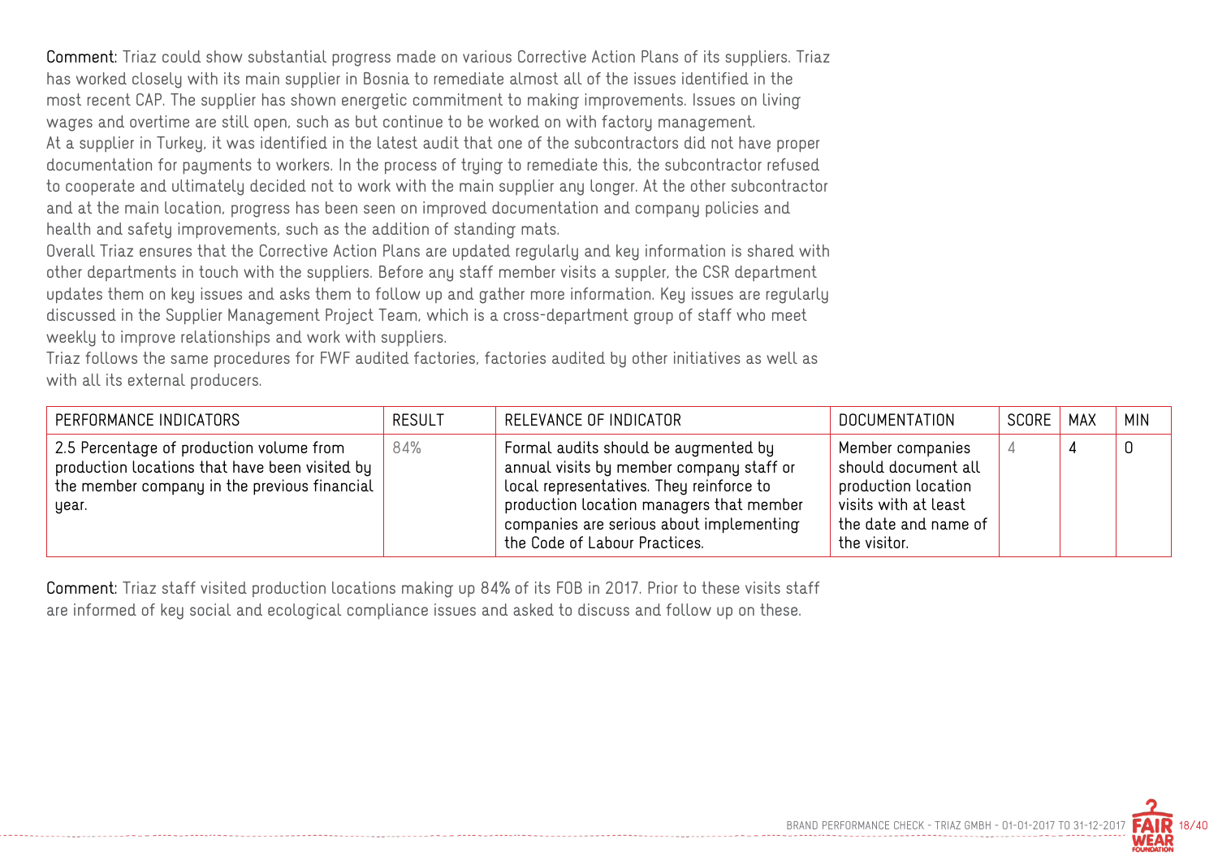**Comment:** Triaz could show substantial progress made on various Corrective Action Plans of its suppliers. Triaz has worked closely with its main supplier in Bosnia to remediate almost all of the issues identified in the most recent CAP. The supplier has shown energetic commitment to making improvements. Issues on living wages and overtime are still open, such as but continue to be worked on with factory management.
At a supplier in Turkey, it was identified in the latest audit that one of the subcontractors did not have proper documentation for payments to workers. In the process of trying to remediate this, the subcontractor refused to cooperate and ultimately decided not to work with the main supplier any longer. At the other subcontractor and at the main location, progress has been seen on improved documentation and company policies and health and safety improvements, such as the addition of standing mats.
Overall Triaz ensures that the Corrective Action Plans are updated regularly and key information is shared with other departments in touch with the suppliers. Before any staff member visits a suppler, the CSR department updates them on key issues and asks them to follow up and gather more information. Key issues are regularly discussed in the Supplier Management Project Team, which is a cross-department group of staff who meet weekly to improve relationships and work with suppliers.
Triaz follows the same procedures for FWF audited factories, factories audited by other initiatives as well as with all its external producers.

| PERFORMANCE INDICATORS | RESULT | RELEVANCE OF INDICATOR | DOCUMENTATION | SCORE | MAX | MIN |
|---|---|---|---|---|---|---|
| 2.5 Percentage of production volume from production locations that have been visited by the member company in the previous financial year. | 84% | Formal audits should be augmented by annual visits by member company staff or local representatives. They reinforce to production location managers that member companies are serious about implementing the Code of Labour Practices. | Member companies should document all production location visits with at least the date and name of the visitor. | 4 | 4 | 0 |

**Comment:** Triaz staff visited production locations making up 84% of its FOB in 2017. Prior to these visits staff are informed of key social and ecological compliance issues and asked to discuss and follow up on these.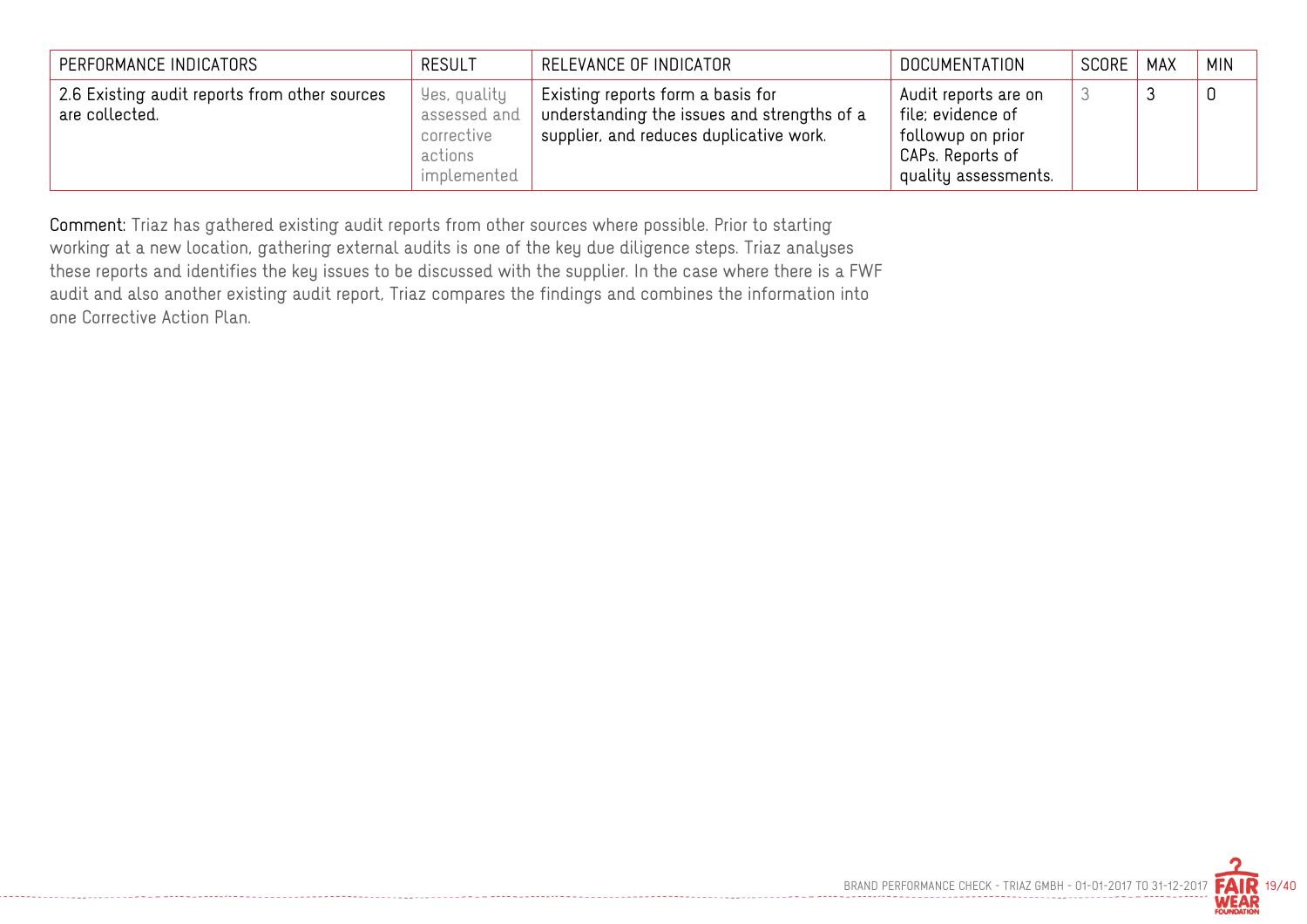| PERFORMANCE INDICATORS | RESULT | RELEVANCE OF INDICATOR | DOCUMENTATION | SCORE | MAX | MIN |
|---|---|---|---|---|---|---|
| 2.6 Existing audit reports from other sources are collected. | Yes, quality assessed and corrective actions implemented | Existing reports form a basis for understanding the issues and strengths of a supplier, and reduces duplicative work. | Audit reports are on file; evidence of followup on prior CAPs. Reports of quality assessments. | 3 | 3 | 0 |

**Comment:** Triaz has gathered existing audit reports from other sources where possible. Prior to starting working at a new location, gathering external audits is one of the key due diligence steps. Triaz analyses these reports and identifies the key issues to be discussed with the supplier. In the case where there is a FWF audit and also another existing audit report, Triaz compares the findings and combines the information into one Corrective Action Plan.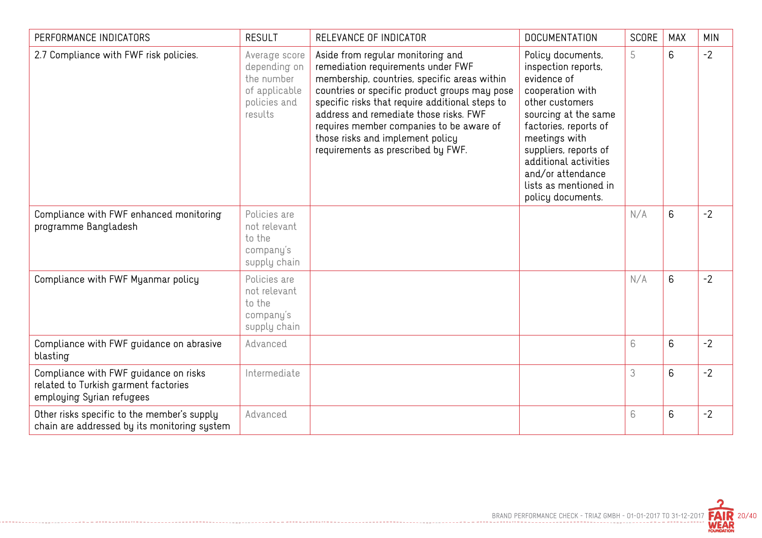| PERFORMANCE INDICATORS | RESULT | RELEVANCE OF INDICATOR | DOCUMENTATION | SCORE | MAX | MIN |
|---|---|---|---|---|---|---|
| 2.7 Compliance with FWF risk policies. | Average score depending on the number of applicable policies and results | Aside from regular monitoring and remediation requirements under FWF membership, countries, specific areas within countries or specific product groups may pose specific risks that require additional steps to address and remediate those risks. FWF requires member companies to be aware of those risks and implement policy requirements as prescribed by FWF. | Policy documents, inspection reports, evidence of cooperation with other customers sourcing at the same factories, reports of meetings with suppliers, reports of additional activities and/or attendance lists as mentioned in policy documents. | 5 | 6 | -2 |
| Compliance with FWF enhanced monitoring programme Bangladesh | Policies are not relevant to the company's supply chain | | | N/A | 6 | -2 |
| Compliance with FWF Myanmar policy | Policies are not relevant to the company's supply chain | | | N/A | 6 | -2 |
| Compliance with FWF guidance on abrasive blasting | Advanced | | | 6 | 6 | -2 |
| Compliance with FWF guidance on risks related to Turkish garment factories employing Syrian refugees | Intermediate | | | 3 | 6 | -2 |
| Other risks specific to the member's supply chain are addressed by its monitoring system | Advanced | | | 6 | 6 | -2 |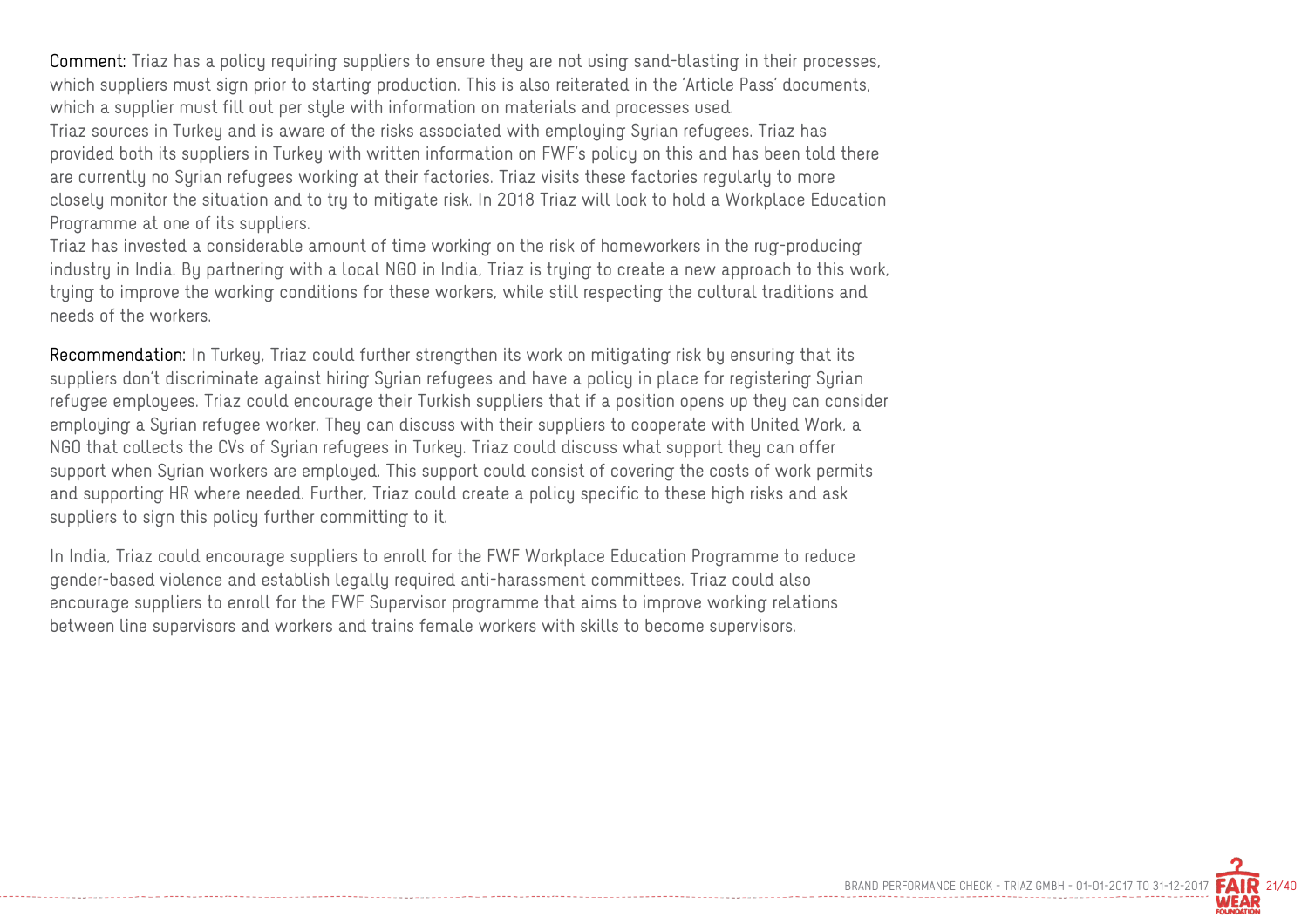**Comment:** Triaz has a policy requiring suppliers to ensure they are not using sand-blasting in their processes, which suppliers must sign prior to starting production. This is also reiterated in the 'Article Pass' documents, which a supplier must fill out per style with information on materials and processes used.
Triaz sources in Turkey and is aware of the risks associated with employing Syrian refugees. Triaz has provided both its suppliers in Turkey with written information on FWF's policy on this and has been told there are currently no Syrian refugees working at their factories. Triaz visits these factories regularly to more closely monitor the situation and to try to mitigate risk. In 2018 Triaz will look to hold a Workplace Education Programme at one of its suppliers.
Triaz has invested a considerable amount of time working on the risk of homeworkers in the rug-producing industry in India. By partnering with a local NGO in India, Triaz is trying to create a new approach to this work, trying to improve the working conditions for these workers, while still respecting the cultural traditions and needs of the workers.

**Recommendation:** In Turkey, Triaz could further strengthen its work on mitigating risk by ensuring that its suppliers don't discriminate against hiring Syrian refugees and have a policy in place for registering Syrian refugee employees. Triaz could encourage their Turkish suppliers that if a position opens up they can consider employing a Syrian refugee worker. They can discuss with their suppliers to cooperate with United Work, a NGO that collects the CVs of Syrian refugees in Turkey. Triaz could discuss what support they can offer support when Syrian workers are employed. This support could consist of covering the costs of work permits and supporting HR where needed. Further, Triaz could create a policy specific to these high risks and ask suppliers to sign this policy further committing to it.

In India, Triaz could encourage suppliers to enroll for the FWF Workplace Education Programme to reduce gender-based violence and establish legally required anti-harassment committees. Triaz could also encourage suppliers to enroll for the FWF Supervisor programme that aims to improve working relations between line supervisors and workers and trains female workers with skills to become supervisors.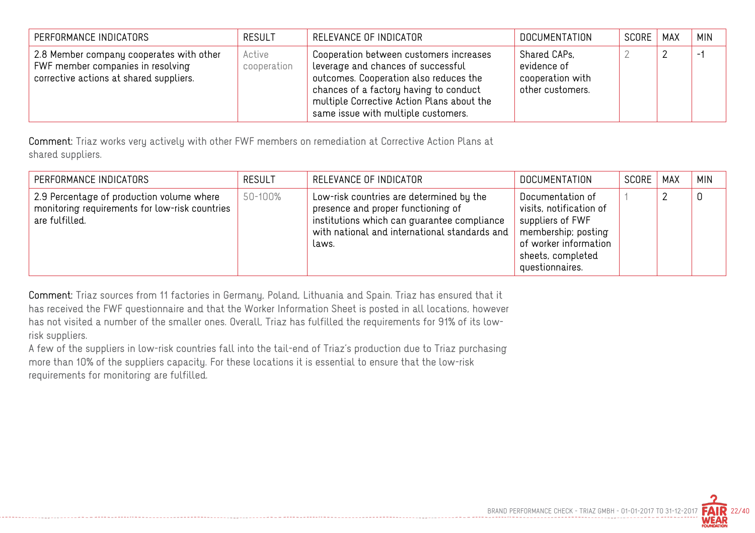| PERFORMANCE INDICATORS | RESULT | RELEVANCE OF INDICATOR | DOCUMENTATION | SCORE | MAX | MIN |
|---|---|---|---|---|---|---|
| 2.8 Member company cooperates with other FWF member companies in resolving corrective actions at shared suppliers. | Active cooperation | Cooperation between customers increases leverage and chances of successful outcomes. Cooperation also reduces the chances of a factory having to conduct multiple Corrective Action Plans about the same issue with multiple customers. | Shared CAPs, evidence of cooperation with other customers. | 2 | 2 | -1 |

Comment: Triaz works very actively with other FWF members on remediation at Corrective Action Plans at shared suppliers.

| PERFORMANCE INDICATORS | RESULT | RELEVANCE OF INDICATOR | DOCUMENTATION | SCORE | MAX | MIN |
|---|---|---|---|---|---|---|
| 2.9 Percentage of production volume where monitoring requirements for low-risk countries are fulfilled. | 50-100% | Low-risk countries are determined by the presence and proper functioning of institutions which can guarantee compliance with national and international standards and laws. | Documentation of visits, notification of suppliers of FWF membership; posting of worker information sheets, completed questionnaires. | 1 | 2 | 0 |

Comment: Triaz sources from 11 factories in Germany, Poland, Lithuania and Spain. Triaz has ensured that it has received the FWF questionnaire and that the Worker Information Sheet is posted in all locations, however has not visited a number of the smaller ones. Overall, Triaz has fulfilled the requirements for 91% of its low-risk suppliers.

A few of the suppliers in low-risk countries fall into the tail-end of Triaz's production due to Triaz purchasing more than 10% of the suppliers capacity. For these locations it is essential to ensure that the low-risk requirements for monitoring are fulfilled.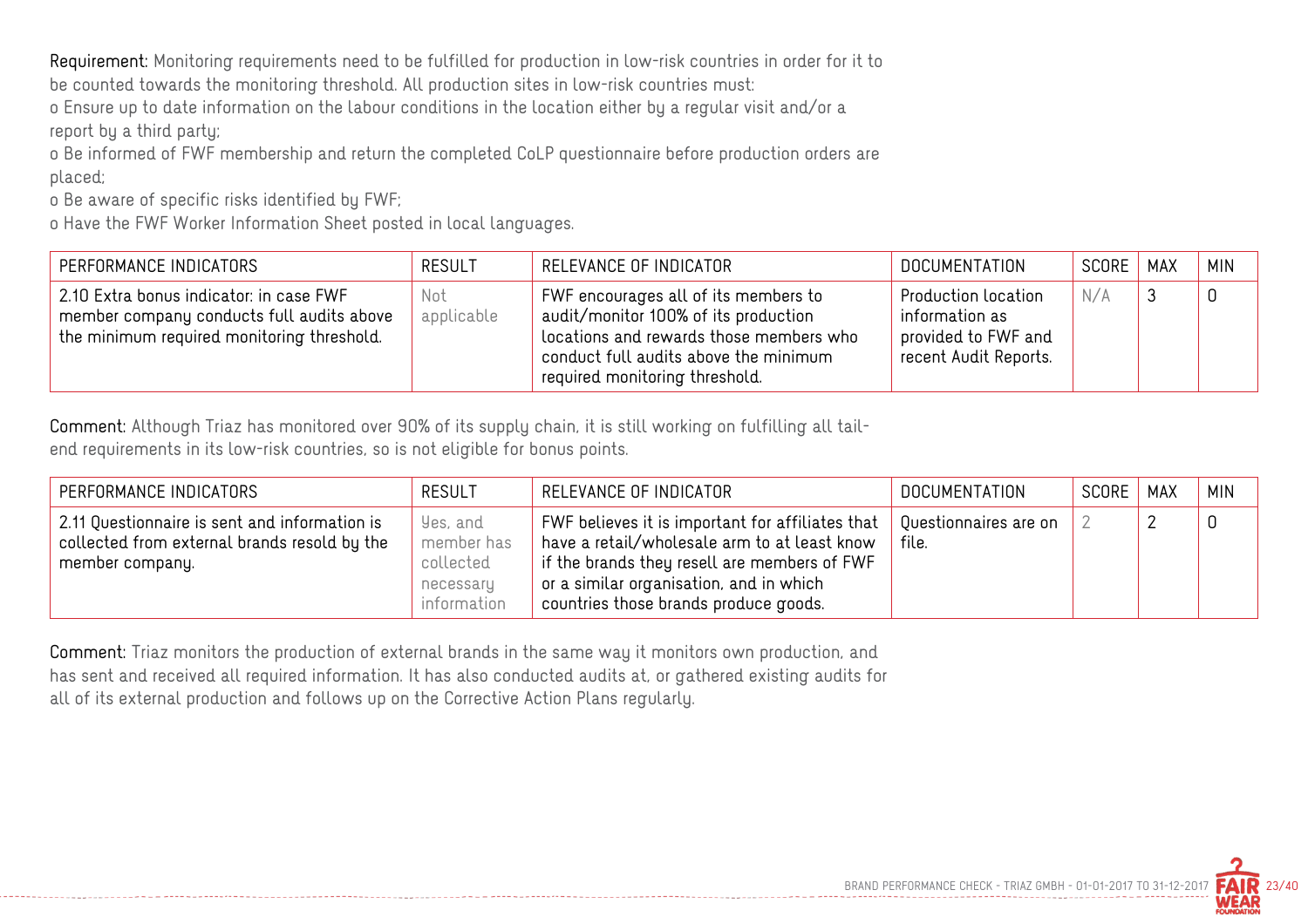**Requirement:** Monitoring requirements need to be fulfilled for production in low-risk countries in order for it to be counted towards the monitoring threshold. All production sites in low-risk countries must:

o Ensure up to date information on the labour conditions in the location either by a regular visit and/or a report by a third party;

o Be informed of FWF membership and return the completed CoLP questionnaire before production orders are placed;

o Be aware of specific risks identified by FWF;

o Have the FWF Worker Information Sheet posted in local languages.

| PERFORMANCE INDICATORS | RESULT | RELEVANCE OF INDICATOR | DOCUMENTATION | SCORE | MAX | MIN |
|---|---|---|---|---|---|---|
| 2.10 Extra bonus indicator: in case FWF member company conducts full audits above the minimum required monitoring threshold. | Not applicable | FWF encourages all of its members to audit/monitor 100% of its production locations and rewards those members who conduct full audits above the minimum required monitoring threshold. | Production location information as provided to FWF and recent Audit Reports. | N/A | 3 | 0 |

**Comment:** Although Triaz has monitored over 90% of its supply chain, it is still working on fulfilling all tail-end requirements in its low-risk countries, so is not eligible for bonus points.

| PERFORMANCE INDICATORS | RESULT | RELEVANCE OF INDICATOR | DOCUMENTATION | SCORE | MAX | MIN |
|---|---|---|---|---|---|---|
| 2.11 Questionnaire is sent and information is collected from external brands resold by the member company. | Yes, and member has collected necessary information | FWF believes it is important for affiliates that have a retail/wholesale arm to at least know if the brands they resell are members of FWF or a similar organisation, and in which countries those brands produce goods. | Questionnaires are on file. | 2 | 2 | 0 |

**Comment:** Triaz monitors the production of external brands in the same way it monitors own production, and has sent and received all required information. It has also conducted audits at, or gathered existing audits for all of its external production and follows up on the Corrective Action Plans regularly.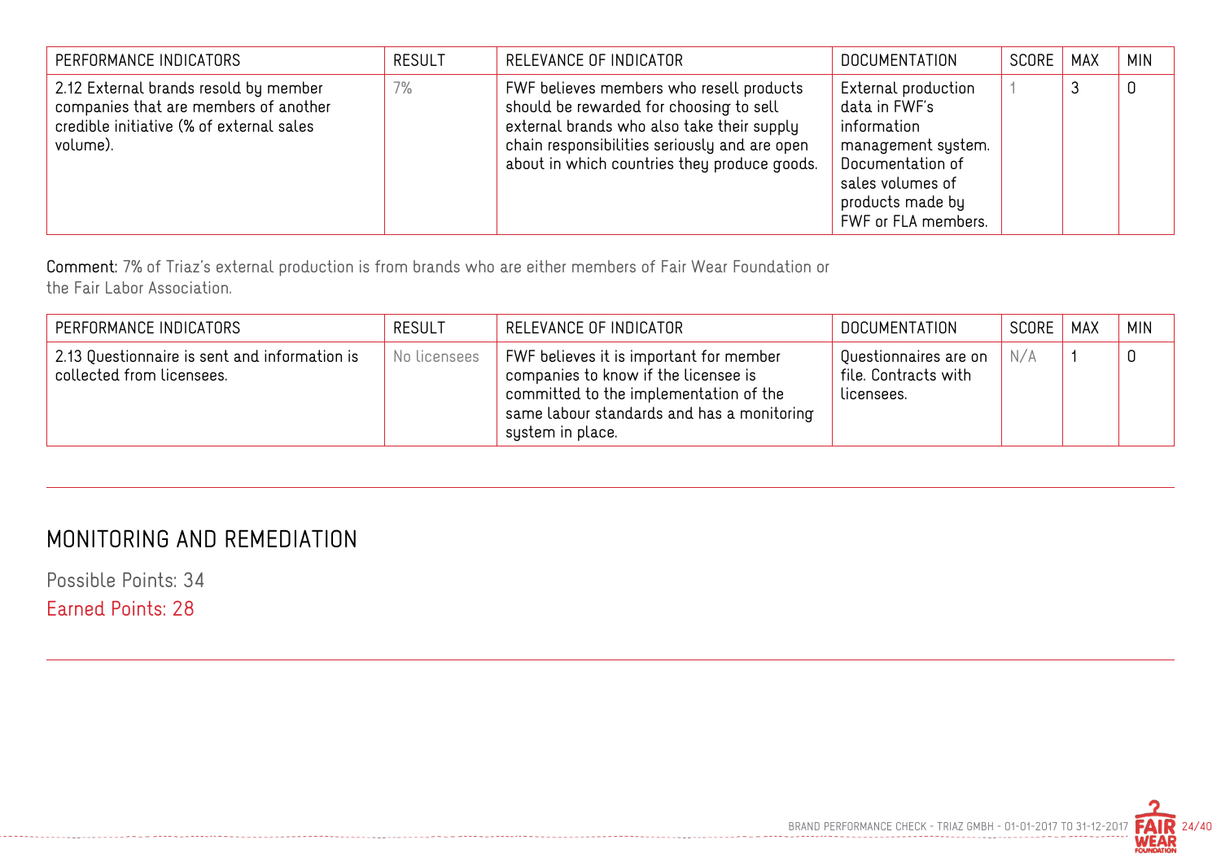| PERFORMANCE INDICATORS | RESULT | RELEVANCE OF INDICATOR | DOCUMENTATION | SCORE | MAX | MIN |
|---|---|---|---|---|---|---|
| 2.12 External brands resold by member companies that are members of another credible initiative (% of external sales volume). | 7% | FWF believes members who resell products should be rewarded for choosing to sell external brands who also take their supply chain responsibilities seriously and are open about in which countries they produce goods. | External production data in FWF's information management system. Documentation of sales volumes of products made by FWF or FLA members. | 1 | 3 | 0 |

**Comment:** 7% of Triaz's external production is from brands who are either members of Fair Wear Foundation or the Fair Labor Association.

| PERFORMANCE INDICATORS | RESULT | RELEVANCE OF INDICATOR | DOCUMENTATION | SCORE | MAX | MIN |
|---|---|---|---|---|---|---|
| 2.13 Questionnaire is sent and information is collected from licensees. | No licensees | FWF believes it is important for member companies to know if the licensee is committed to the implementation of the same labour standards and has a monitoring system in place. | Questionnaires are on file. Contracts with licensees. | N/A | 1 | 0 |

## MONITORING AND REMEDIATION

Possible Points: 34

Earned Points: 28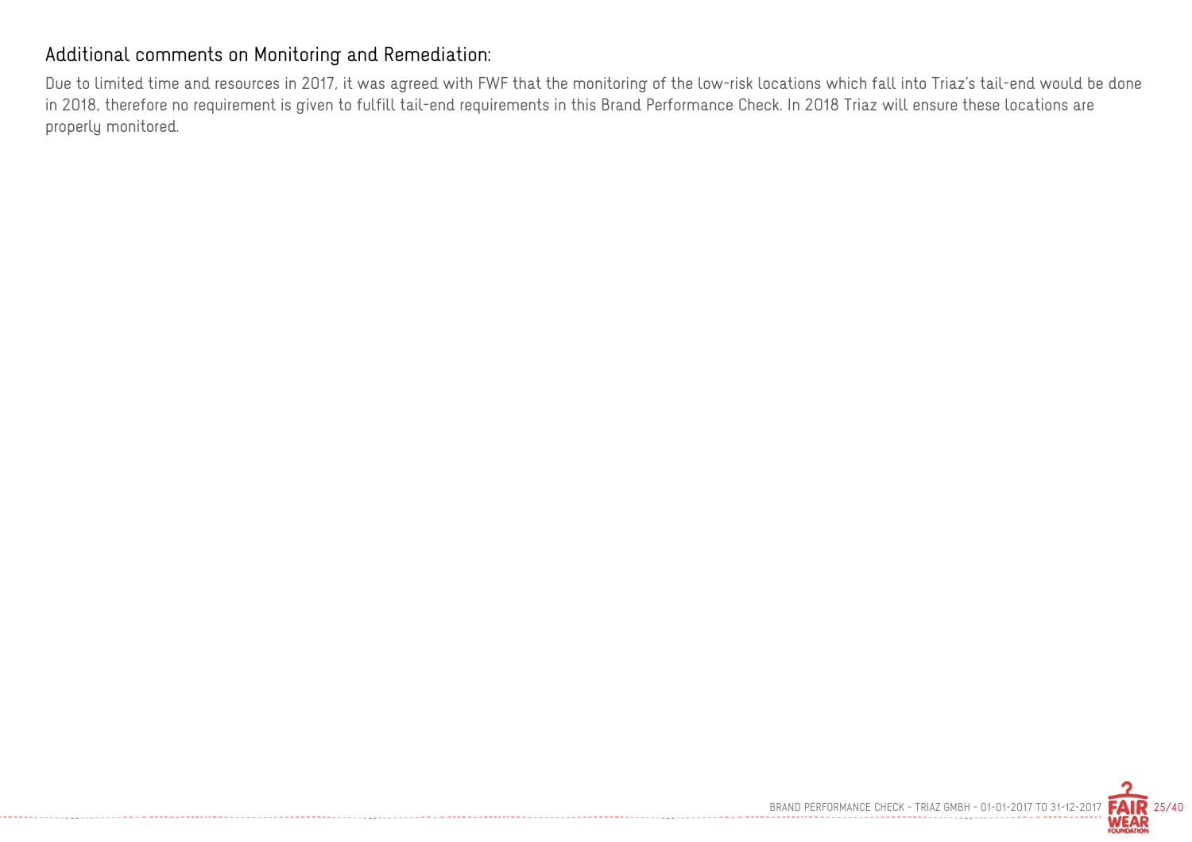## Additional comments on Monitoring and Remediation:

Due to limited time and resources in 2017, it was agreed with FWF that the monitoring of the low-risk locations which fall into Triaz's tail-end would be done in 2018, therefore no requirement is given to fulfill tail-end requirements in this Brand Performance Check. In 2018 Triaz will ensure these locations are properly monitored.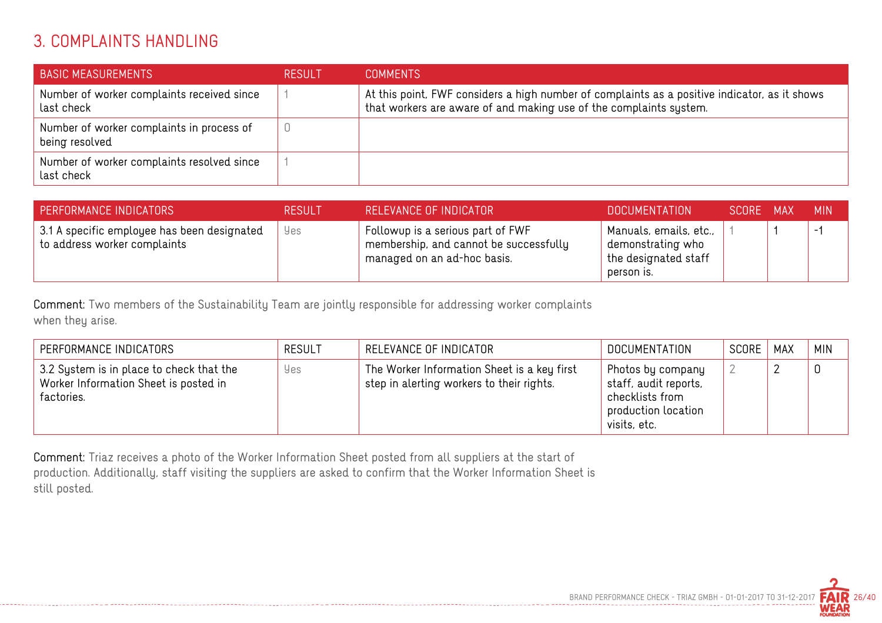# 3. COMPLAINTS HANDLING

| BASIC MEASUREMENTS | RESULT | COMMENTS |
| --- | --- | --- |
| Number of worker complaints received since last check | 1 | At this point, FWF considers a high number of complaints as a positive indicator, as it shows that workers are aware of and making use of the complaints system. |
| Number of worker complaints in process of being resolved | 0 | |
| Number of worker complaints resolved since last check | 1 | |

| PERFORMANCE INDICATORS | RESULT | RELEVANCE OF INDICATOR | DOCUMENTATION | SCORE | MAX | MIN |
| --- | --- | --- | --- | --- | --- | --- |
| 3.1 A specific employee has been designated to address worker complaints | Yes | Followup is a serious part of FWF membership, and cannot be successfully managed on an ad-hoc basis. | Manuals, emails, etc., demonstrating who the designated staff person is. | 1 | 1 | -1 |

**Comment:** Two members of the Sustainability Team are jointly responsible for addressing worker complaints when they arise.

| PERFORMANCE INDICATORS | RESULT | RELEVANCE OF INDICATOR | DOCUMENTATION | SCORE | MAX | MIN |
| --- | --- | --- | --- | --- | --- | --- |
| 3.2 System is in place to check that the Worker Information Sheet is posted in factories. | Yes | The Worker Information Sheet is a key first step in alerting workers to their rights. | Photos by company staff, audit reports, checklists from production location visits, etc. | 2 | 2 | 0 |

**Comment:** Triaz receives a photo of the Worker Information Sheet posted from all suppliers at the start of production. Additionally, staff visiting the suppliers are asked to confirm that the Worker Information Sheet is still posted.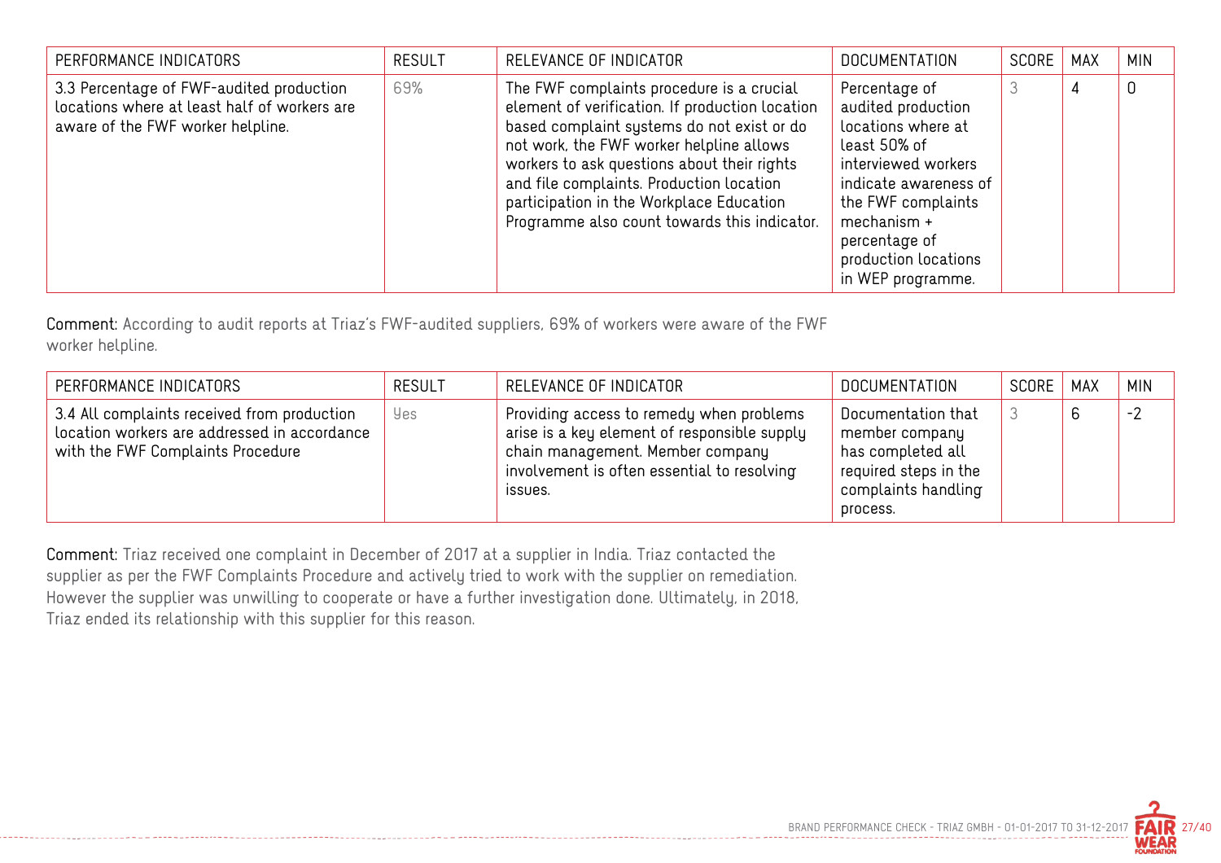| PERFORMANCE INDICATORS | RESULT | RELEVANCE OF INDICATOR | DOCUMENTATION | SCORE | MAX | MIN |
|---|---|---|---|---|---|---|
| 3.3 Percentage of FWF-audited production locations where at least half of workers are aware of the FWF worker helpline. | 69% | The FWF complaints procedure is a crucial element of verification. If production location based complaint systems do not exist or do not work, the FWF worker helpline allows workers to ask questions about their rights and file complaints. Production location participation in the Workplace Education Programme also count towards this indicator. | Percentage of audited production locations where at least 50% of interviewed workers indicate awareness of the FWF complaints mechanism + percentage of production locations in WEP programme. | 3 | 4 | 0 |

**Comment:** According to audit reports at Triaz's FWF-audited suppliers, 69% of workers were aware of the FWF worker helpline.

| PERFORMANCE INDICATORS | RESULT | RELEVANCE OF INDICATOR | DOCUMENTATION | SCORE | MAX | MIN |
|---|---|---|---|---|---|---|
| 3.4 All complaints received from production location workers are addressed in accordance with the FWF Complaints Procedure | Yes | Providing access to remedy when problems arise is a key element of responsible supply chain management. Member company involvement is often essential to resolving issues. | Documentation that member company has completed all required steps in the complaints handling process. | 3 | 6 | -2 |

**Comment:** Triaz received one complaint in December of 2017 at a supplier in India. Triaz contacted the supplier as per the FWF Complaints Procedure and actively tried to work with the supplier on remediation. However the supplier was unwilling to cooperate or have a further investigation done. Ultimately, in 2018, Triaz ended its relationship with this supplier for this reason.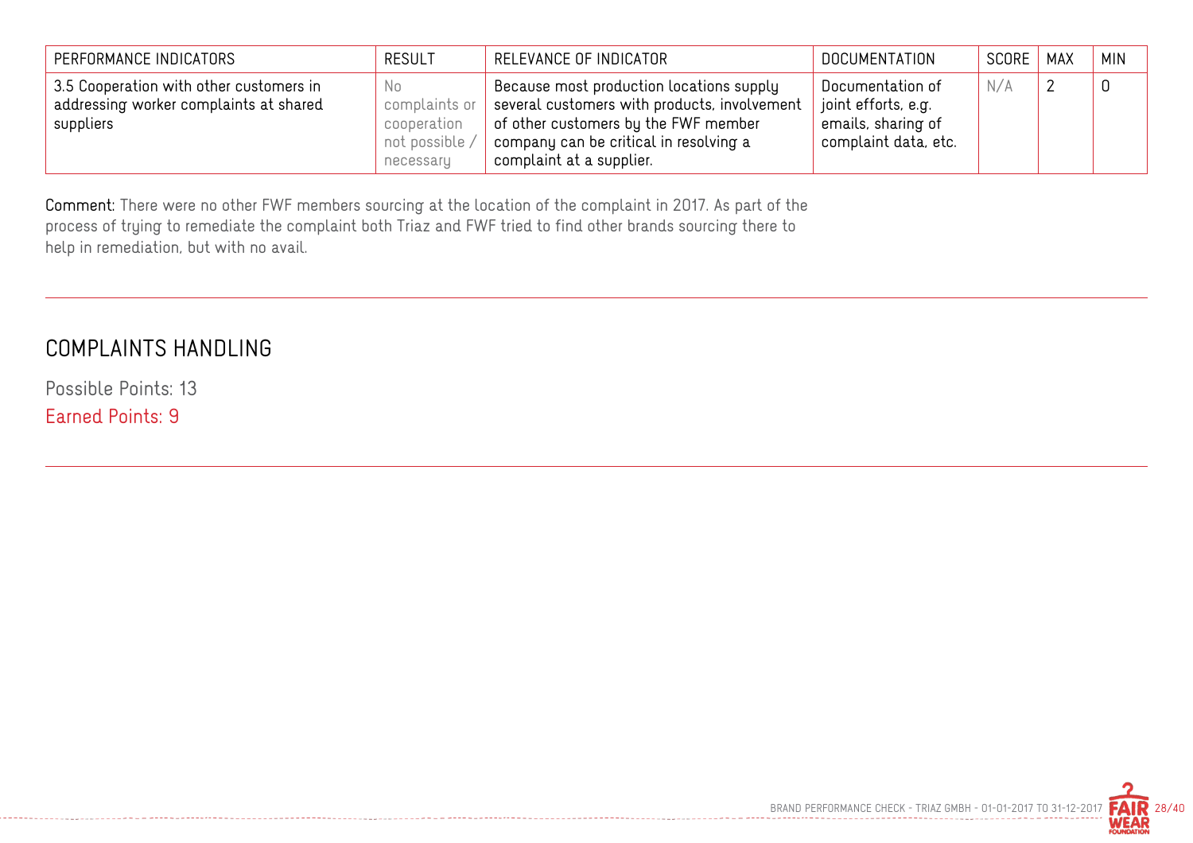| PERFORMANCE INDICATORS | RESULT | RELEVANCE OF INDICATOR | DOCUMENTATION | SCORE | MAX | MIN |
|---|---|---|---|---|---|---|
| 3.5 Cooperation with other customers in addressing worker complaints at shared suppliers | No complaints or cooperation not possible / necessary | Because most production locations supply several customers with products, involvement of other customers by the FWF member company can be critical in resolving a complaint at a supplier. | Documentation of joint efforts, e.g. emails, sharing of complaint data, etc. | N/A | 2 | 0 |

**Comment:** There were no other FWF members sourcing at the location of the complaint in 2017. As part of the process of trying to remediate the complaint both Triaz and FWF tried to find other brands sourcing there to help in remediation, but with no avail.

## COMPLAINTS HANDLING

Possible Points: 13

Earned Points: 9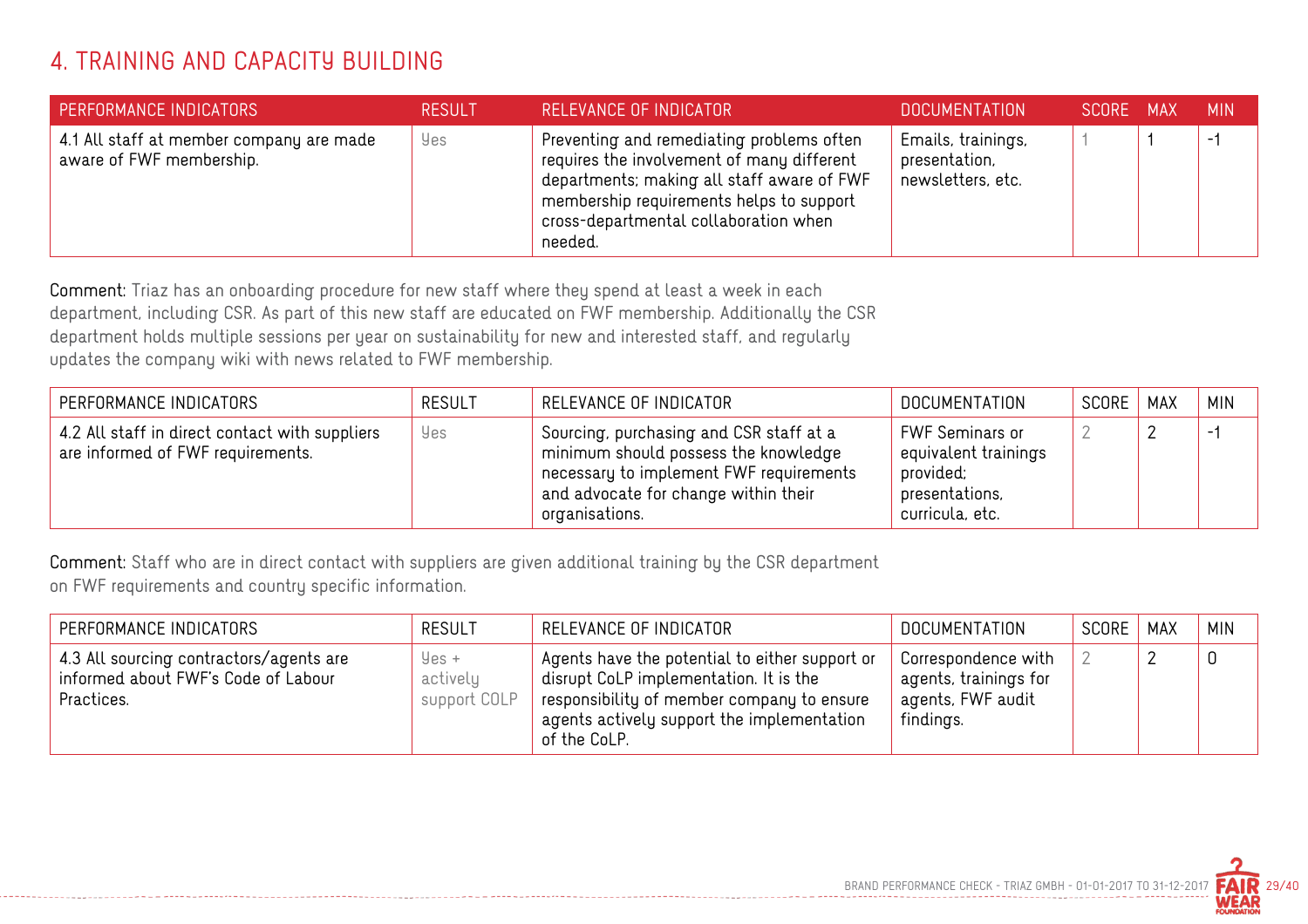# 4. TRAINING AND CAPACITY BUILDING

| PERFORMANCE INDICATORS | RESULT | RELEVANCE OF INDICATOR | DOCUMENTATION | SCORE | MAX | MIN |
|---|---|---|---|---|---|---|
| 4.1 All staff at member company are made aware of FWF membership. | Yes | Preventing and remediating problems often requires the involvement of many different departments; making all staff aware of FWF membership requirements helps to support cross-departmental collaboration when needed. | Emails, trainings, presentation, newsletters, etc. | 1 | 1 | -1 |

**Comment:** Triaz has an onboarding procedure for new staff where they spend at least a week in each department, including CSR. As part of this new staff are educated on FWF membership. Additionally the CSR department holds multiple sessions per year on sustainability for new and interested staff, and regularly updates the company wiki with news related to FWF membership.

| PERFORMANCE INDICATORS | RESULT | RELEVANCE OF INDICATOR | DOCUMENTATION | SCORE | MAX | MIN |
|---|---|---|---|---|---|---|
| 4.2 All staff in direct contact with suppliers are informed of FWF requirements. | Yes | Sourcing, purchasing and CSR staff at a minimum should possess the knowledge necessary to implement FWF requirements and advocate for change within their organisations. | FWF Seminars or equivalent trainings provided; presentations, curricula, etc. | 2 | 2 | -1 |

**Comment:** Staff who are in direct contact with suppliers are given additional training by the CSR department on FWF requirements and country specific information.

| PERFORMANCE INDICATORS | RESULT | RELEVANCE OF INDICATOR | DOCUMENTATION | SCORE | MAX | MIN |
|---|---|---|---|---|---|---|
| 4.3 All sourcing contractors/agents are informed about FWF's Code of Labour Practices. | Yes + actively support COLP | Agents have the potential to either support or disrupt CoLP implementation. It is the responsibility of member company to ensure agents actively support the implementation of the CoLP. | Correspondence with agents, trainings for agents, FWF audit findings. | 2 | 2 | 0 |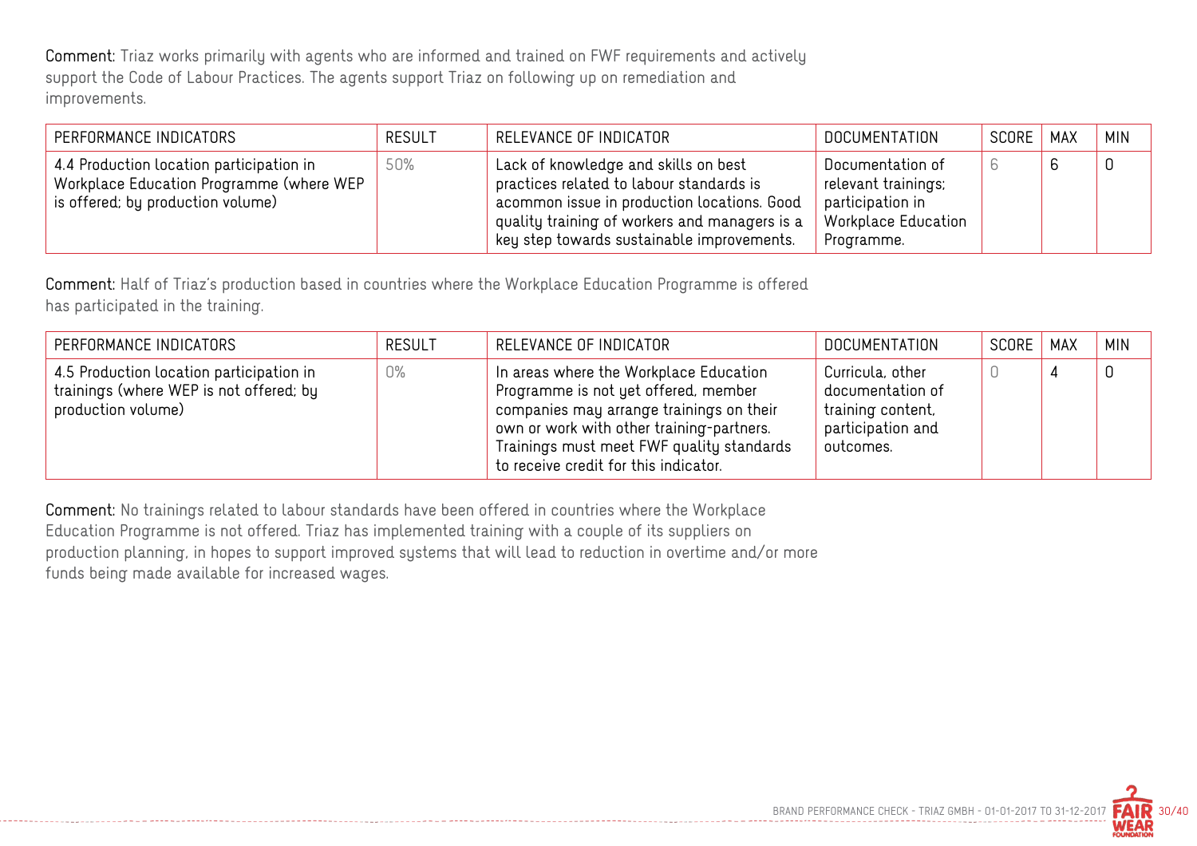**Comment:** Triaz works primarily with agents who are informed and trained on FWF requirements and actively support the Code of Labour Practices. The agents support Triaz on following up on remediation and improvements.

| PERFORMANCE INDICATORS | RESULT | RELEVANCE OF INDICATOR | DOCUMENTATION | SCORE | MAX | MIN |
|---|---|---|---|---|---|---|
| 4.4 Production location participation in Workplace Education Programme (where WEP is offered; by production volume) | 50% | Lack of knowledge and skills on best practices related to labour standards is acommon issue in production locations. Good quality training of workers and managers is a key step towards sustainable improvements. | Documentation of relevant trainings; participation in Workplace Education Programme. | 6 | 6 | 0 |

**Comment:** Half of Triaz's production based in countries where the Workplace Education Programme is offered has participated in the training.

| PERFORMANCE INDICATORS | RESULT | RELEVANCE OF INDICATOR | DOCUMENTATION | SCORE | MAX | MIN |
|---|---|---|---|---|---|---|
| 4.5 Production location participation in trainings (where WEP is not offered; by production volume) | 0% | In areas where the Workplace Education Programme is not yet offered, member companies may arrange trainings on their own or work with other training-partners. Trainings must meet FWF quality standards to receive credit for this indicator. | Curricula, other documentation of training content, participation and outcomes. | 0 | 4 | 0 |

**Comment:** No trainings related to labour standards have been offered in countries where the Workplace Education Programme is not offered. Triaz has implemented training with a couple of its suppliers on production planning, in hopes to support improved systems that will lead to reduction in overtime and/or more funds being made available for increased wages.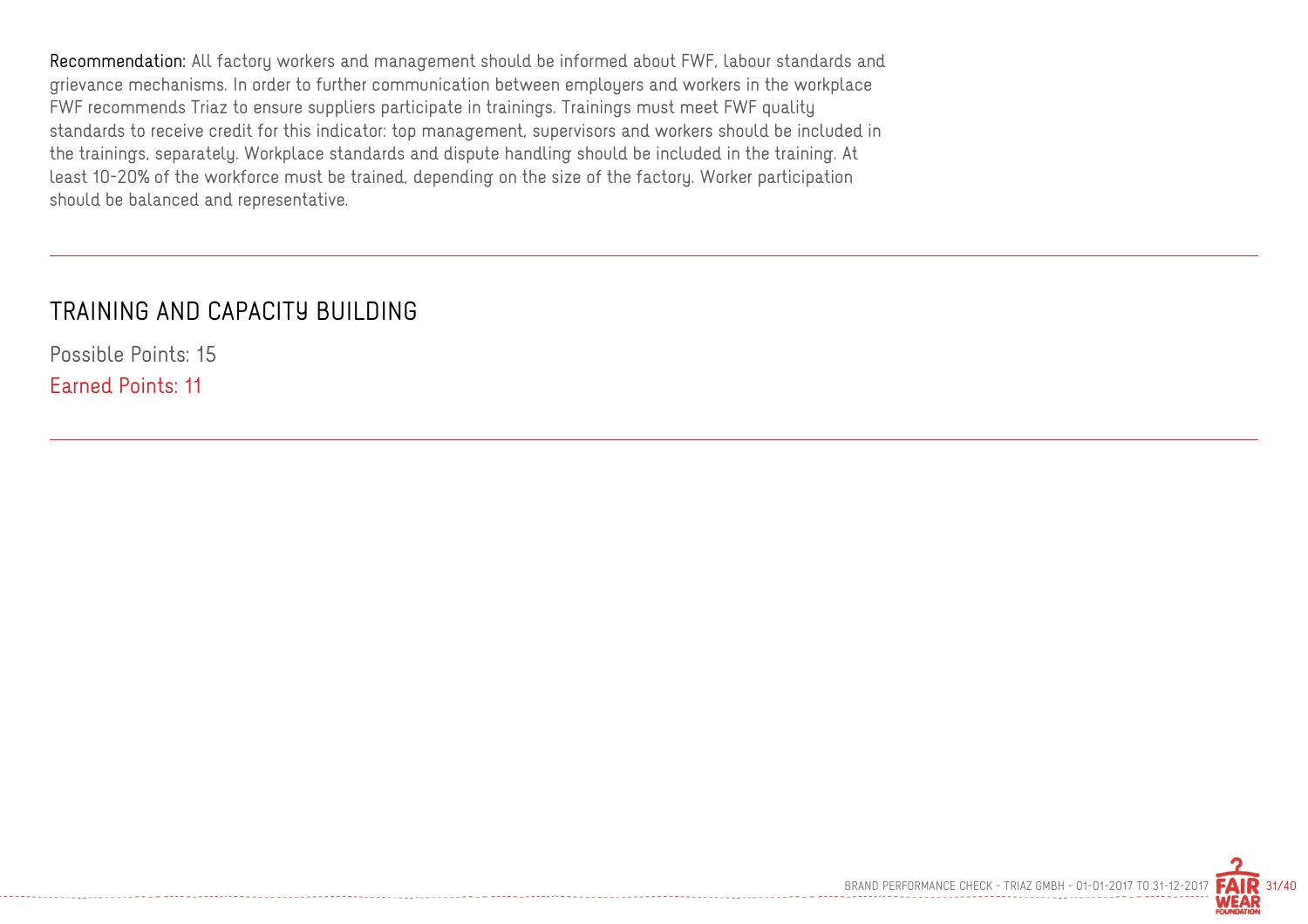**Recommendation:** All factory workers and management should be informed about FWF, labour standards and grievance mechanisms. In order to further communication between employers and workers in the workplace FWF recommends Triaz to ensure suppliers participate in trainings. Trainings must meet FWF quality standards to receive credit for this indicator: top management, supervisors and workers should be included in the trainings, separately. Workplace standards and dispute handling should be included in the training. At least 10-20% of the workforce must be trained, depending on the size of the factory. Worker participation should be balanced and representative.

## TRAINING AND CAPACITY BUILDING

Possible Points: 15

Earned Points: 11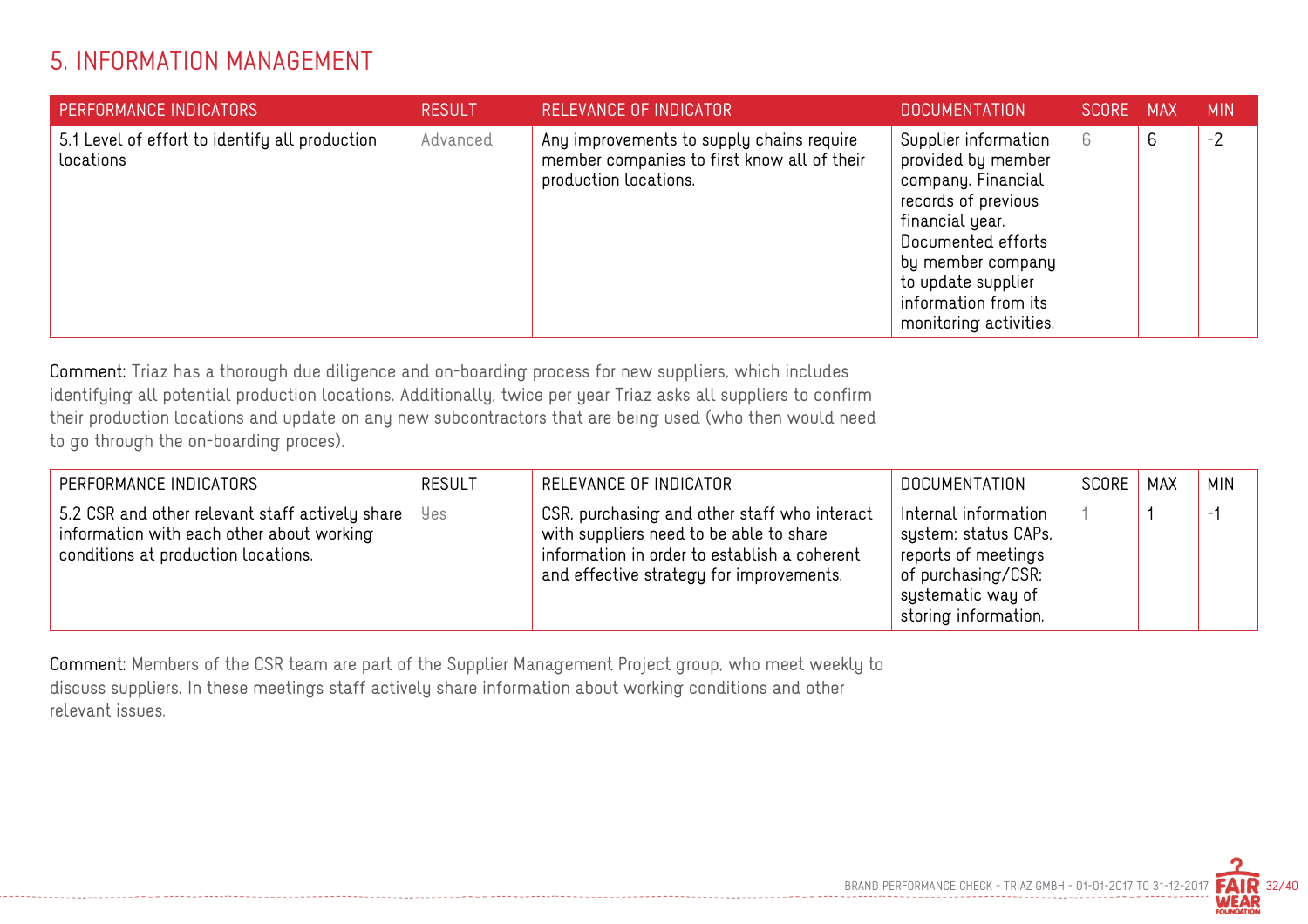# 5. INFORMATION MANAGEMENT

| PERFORMANCE INDICATORS | RESULT | RELEVANCE OF INDICATOR | DOCUMENTATION | SCORE | MAX | MIN |
|---|---|---|---|---|---|---|
| 5.1 Level of effort to identify all production locations | Advanced | Any improvements to supply chains require member companies to first know all of their production locations. | Supplier information provided by member company. Financial records of previous financial year. Documented efforts by member company to update supplier information from its monitoring activities. | 6 | 6 | -2 |

**Comment:** Triaz has a thorough due diligence and on-boarding process for new suppliers, which includes identifying all potential production locations. Additionally, twice per year Triaz asks all suppliers to confirm their production locations and update on any new subcontractors that are being used (who then would need to go through the on-boarding proces).

| PERFORMANCE INDICATORS | RESULT | RELEVANCE OF INDICATOR | DOCUMENTATION | SCORE | MAX | MIN |
|---|---|---|---|---|---|---|
| 5.2 CSR and other relevant staff actively share information with each other about working conditions at production locations. | Yes | CSR, purchasing and other staff who interact with suppliers need to be able to share information in order to establish a coherent and effective strategy for improvements. | Internal information system; status CAPs, reports of meetings of purchasing/CSR; systematic way of storing information. | 1 | 1 | -1 |

**Comment:** Members of the CSR team are part of the Supplier Management Project group, who meet weekly to discuss suppliers. In these meetings staff actively share information about working conditions and other relevant issues.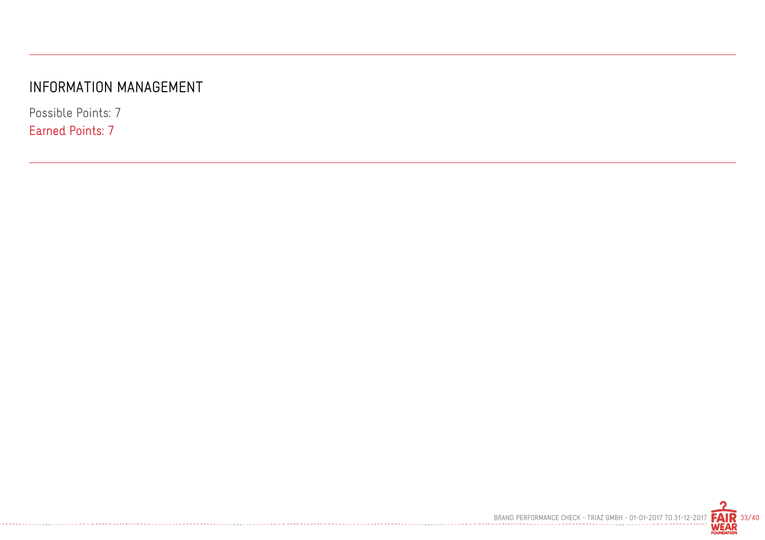# INFORMATION MANAGEMENT

Possible Points: 7

Earned Points: 7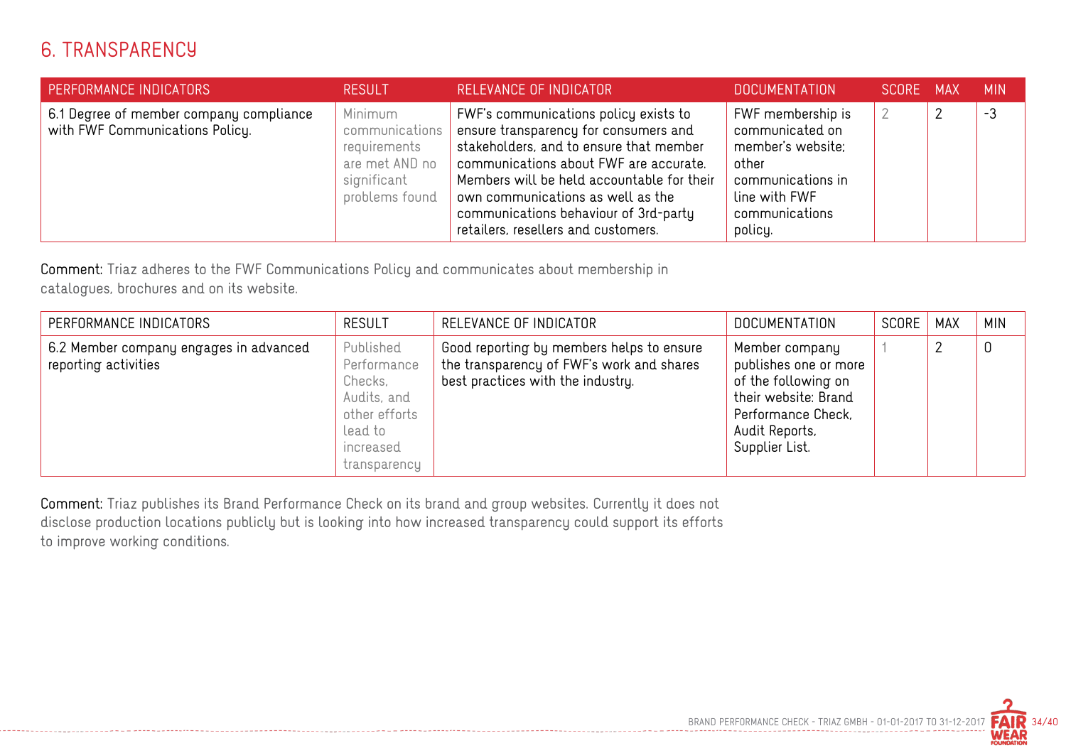## 6. TRANSPARENCY

| PERFORMANCE INDICATORS | RESULT | RELEVANCE OF INDICATOR | DOCUMENTATION | SCORE | MAX | MIN |
|---|---|---|---|---|---|---|
| 6.1 Degree of member company compliance with FWF Communications Policy. | Minimum communications requirements are met AND no significant problems found | FWF's communications policy exists to ensure transparency for consumers and stakeholders, and to ensure that member communications about FWF are accurate. Members will be held accountable for their own communications as well as the communications behaviour of 3rd-party retailers, resellers and customers. | FWF membership is communicated on member's website; other communications in line with FWF communications policy. | 2 | 2 | -3 |

**Comment:** Triaz adheres to the FWF Communications Policy and communicates about membership in catalogues, brochures and on its website.

| PERFORMANCE INDICATORS | RESULT | RELEVANCE OF INDICATOR | DOCUMENTATION | SCORE | MAX | MIN |
|---|---|---|---|---|---|---|
| 6.2 Member company engages in advanced reporting activities | Published Performance Checks, Audits, and other efforts lead to increased transparency | Good reporting by members helps to ensure the transparency of FWF's work and shares best practices with the industry. | Member company publishes one or more of the following on their website: Brand Performance Check, Audit Reports, Supplier List. | 1 | 2 | 0 |

**Comment:** Triaz publishes its Brand Performance Check on its brand and group websites. Currently it does not disclose production locations publicly but is looking into how increased transparency could support its efforts to improve working conditions.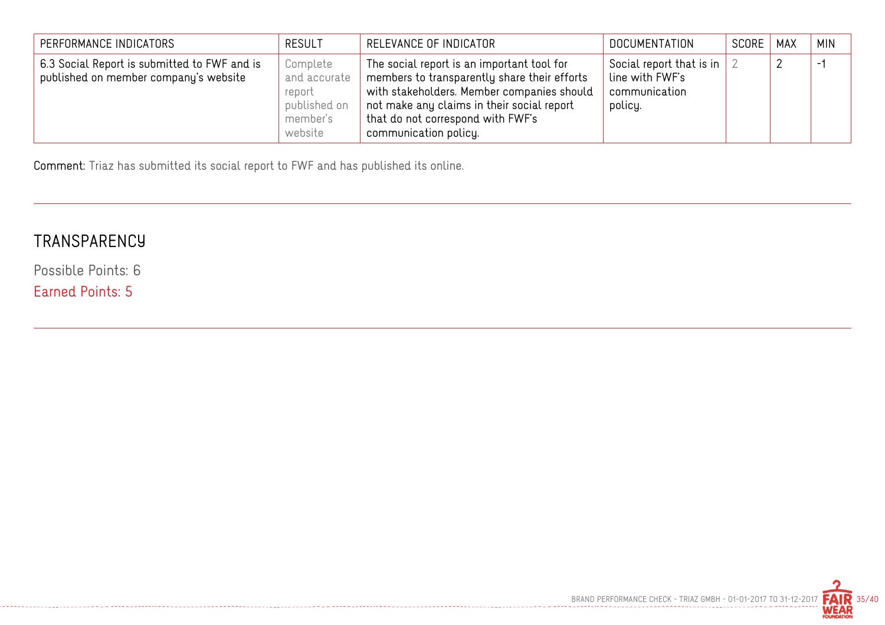| PERFORMANCE INDICATORS | RESULT | RELEVANCE OF INDICATOR | DOCUMENTATION | SCORE | MAX | MIN |
|---|---|---|---|---|---|---|
| 6.3 Social Report is submitted to FWF and is published on member company's website | Complete and accurate report published on member's website | The social report is an important tool for members to transparently share their efforts with stakeholders. Member companies should not make any claims in their social report that do not correspond with FWF's communication policy. | Social report that is in line with FWF's communication policy. | 2 | 2 | -1 |

**Comment:** Triaz has submitted its social report to FWF and has published its online.

---

## TRANSPARENCY

Possible Points: 6

Earned Points: 5

---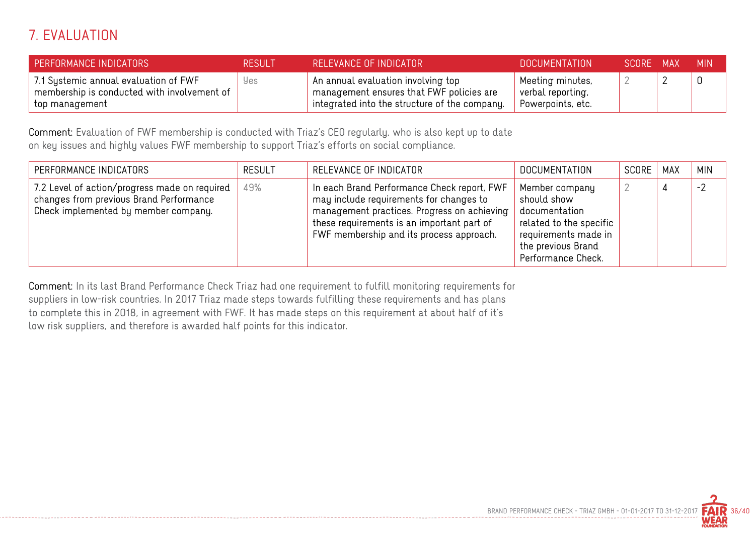## 7. EVALUATION

| PERFORMANCE INDICATORS | RESULT | RELEVANCE OF INDICATOR | DOCUMENTATION | SCORE | MAX | MIN |
|---|---|---|---|---|---|---|
| 7.1 Systemic annual evaluation of FWF membership is conducted with involvement of top management | Yes | An annual evaluation involving top management ensures that FWF policies are integrated into the structure of the company. | Meeting minutes, verbal reporting, Powerpoints, etc. | 2 | 2 | 0 |

**Comment:** Evaluation of FWF membership is conducted with Triaz's CEO regularly, who is also kept up to date on key issues and highly values FWF membership to support Triaz's efforts on social compliance.

| PERFORMANCE INDICATORS | RESULT | RELEVANCE OF INDICATOR | DOCUMENTATION | SCORE | MAX | MIN |
|---|---|---|---|---|---|---|
| 7.2 Level of action/progress made on required changes from previous Brand Performance Check implemented by member company. | 49% | In each Brand Performance Check report, FWF may include requirements for changes to management practices. Progress on achieving these requirements is an important part of FWF membership and its process approach. | Member company should show documentation related to the specific requirements made in the previous Brand Performance Check. | 2 | 4 | -2 |

**Comment:** In its last Brand Performance Check Triaz had one requirement to fulfill monitoring requirements for suppliers in low-risk countries. In 2017 Triaz made steps towards fulfilling these requirements and has plans to complete this in 2018, in agreement with FWF. It has made steps on this requirement at about half of it's low risk suppliers, and therefore is awarded half points for this indicator.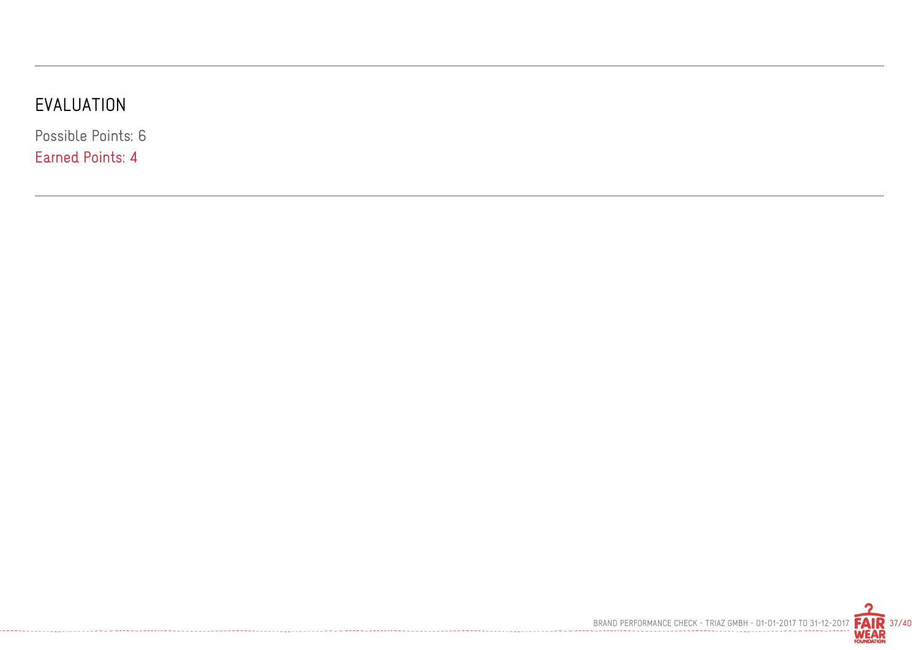## EVALUATION

Possible Points: 6

Earned Points: 4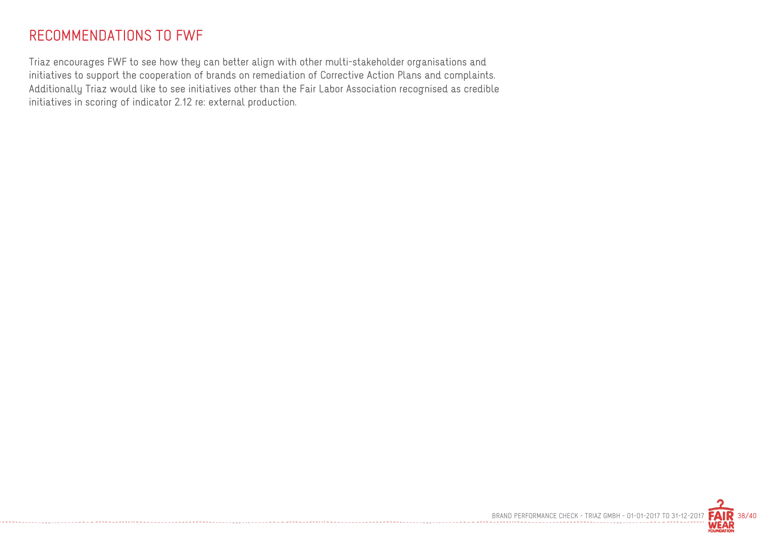# RECOMMENDATIONS TO FWF

Triaz encourages FWF to see how they can better align with other multi-stakeholder organisations and initiatives to support the cooperation of brands on remediation of Corrective Action Plans and complaints. Additionally Triaz would like to see initiatives other than the Fair Labor Association recognised as credible initiatives in scoring of indicator 2.12 re: external production.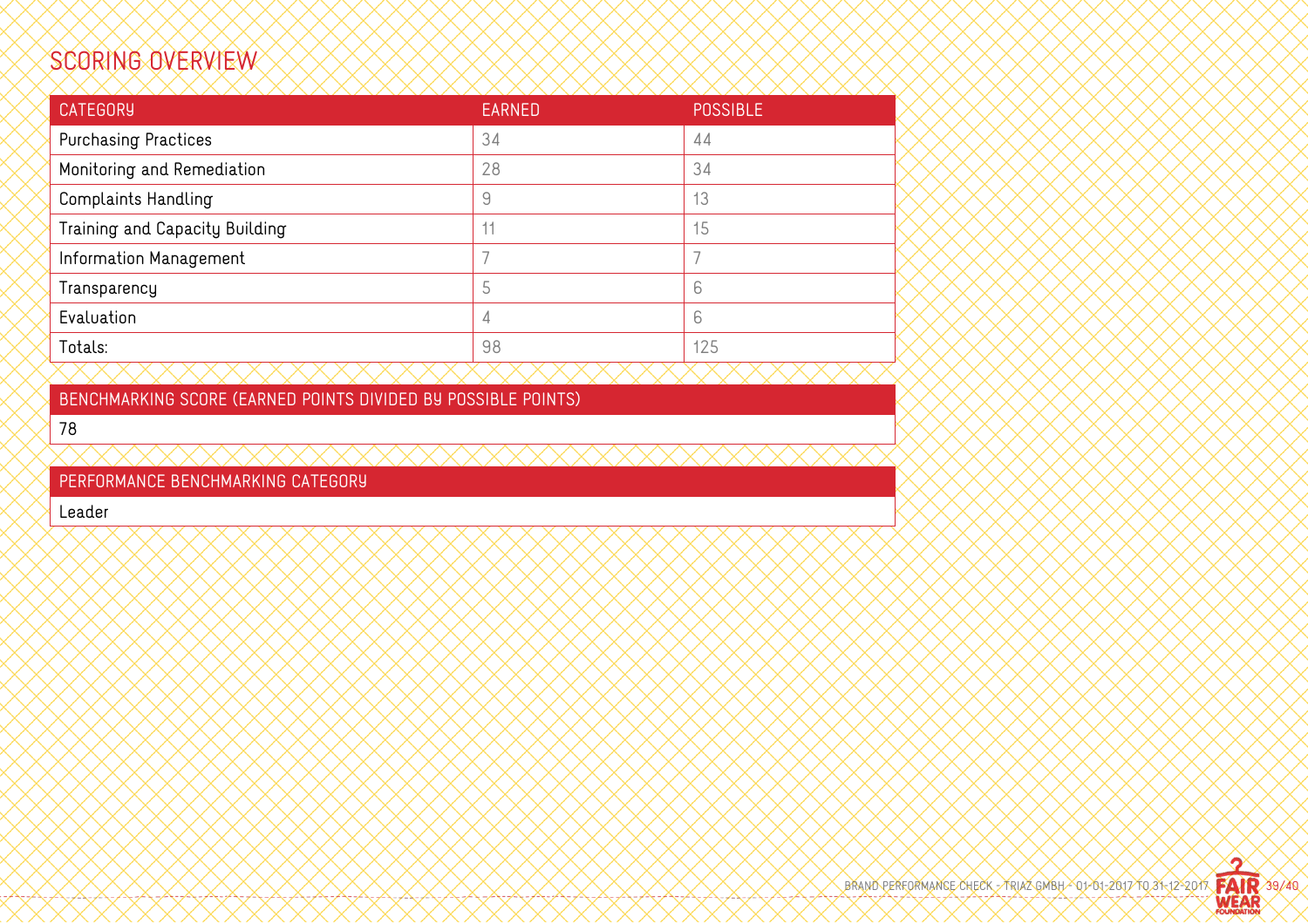## SCORING OVERVIEW

| CATEGORY | EARNED | POSSIBLE |
|---|---|---|
| Purchasing Practices | 34 | 44 |
| Monitoring and Remediation | 28 | 34 |
| Complaints Handling | 9 | 13 |
| Training and Capacity Building | 11 | 15 |
| Information Management | 7 | 7 |
| Transparency | 5 | 6 |
| Evaluation | 4 | 6 |
| Totals: | 98 | 125 |

| BENCHMARKING SCORE (EARNED POINTS DIVIDED BY POSSIBLE POINTS) |
|---|
| 78 |

| PERFORMANCE BENCHMARKING CATEGORY |
|---|
| Leader |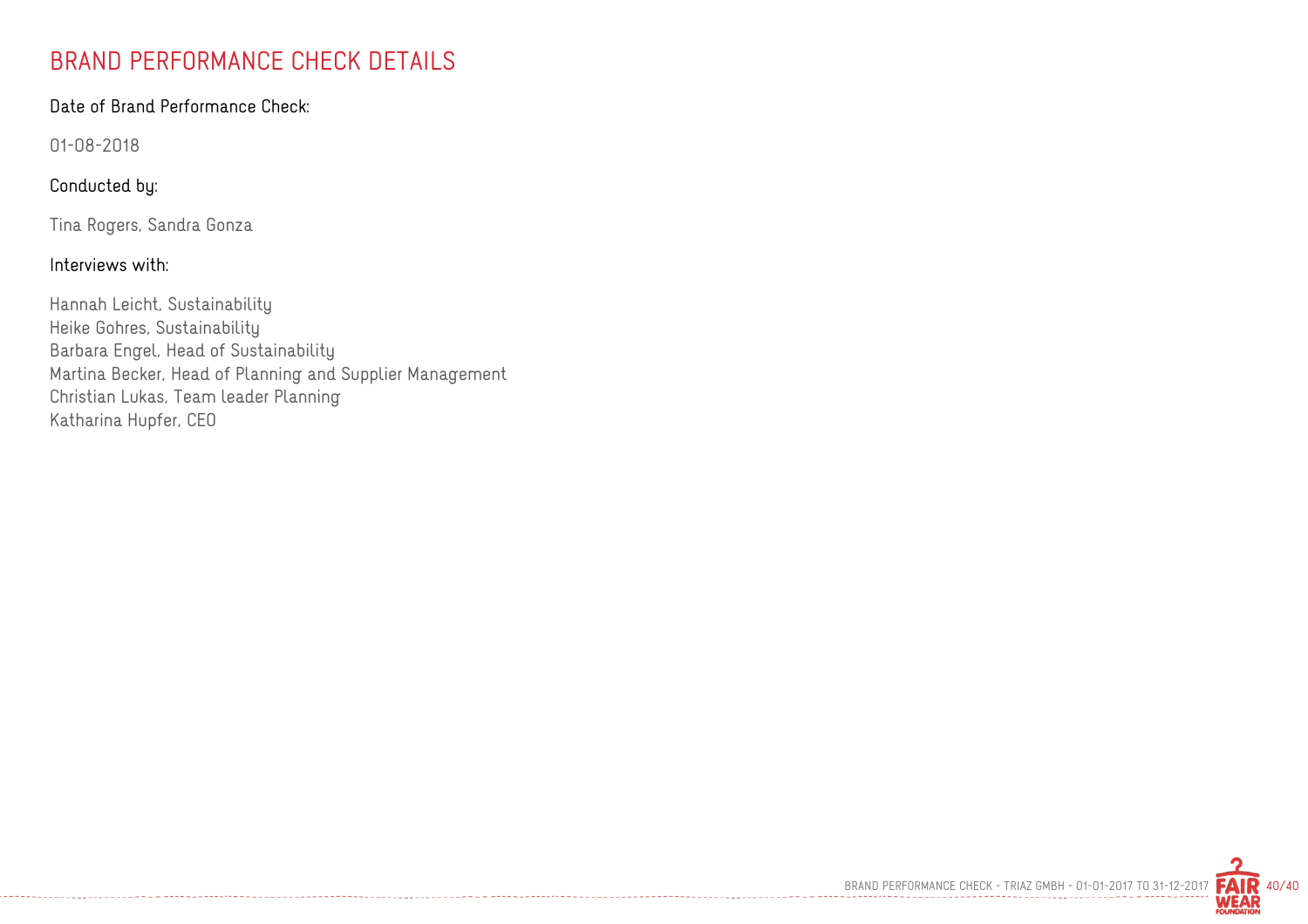# BRAND PERFORMANCE CHECK DETAILS

**Date of Brand Performance Check:**

01-08-2018

**Conducted by:**

Tina Rogers, Sandra Gonza

**Interviews with:**

Hannah Leicht, Sustainability
Heike Gohres, Sustainability
Barbara Engel, Head of Sustainability
Martina Becker, Head of Planning and Supplier Management
Christian Lukas, Team leader Planning
Katharina Hupfer, CEO